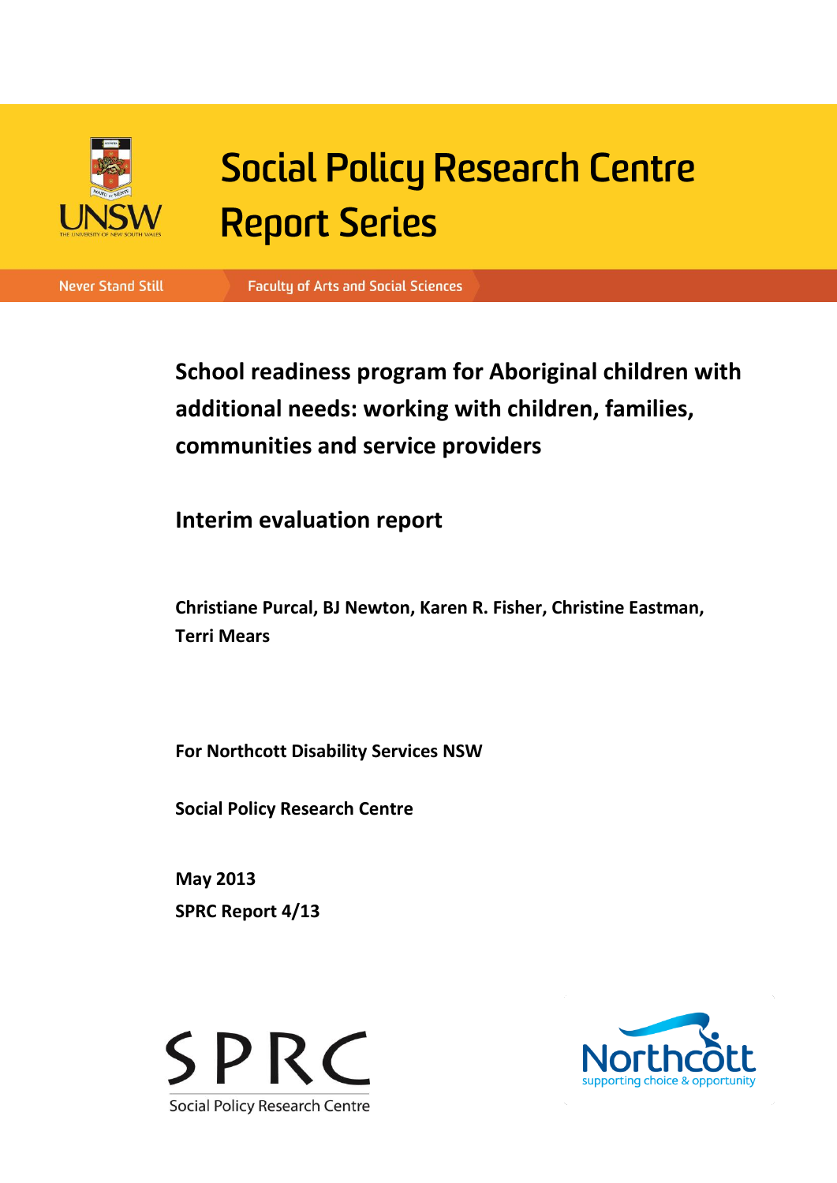Social Policy Research Centre Report Series

Never Stand Still | Faculty of Arts and Social Sciences

# School readiness program for Aboriginal children with additional needs: working with children, families, communities and service providers

## Interim evaluation report

**Christiane Purcal, BJ Newton, Karen R. Fisher, Christine Eastman, Terri Mears**

**For Northcott Disability Services NSW**

**Social Policy Research Centre**

**May 2013**

**SPRC Report 4/13**

SPRC Social Policy Research Centre

Northcott supporting choice & opportunity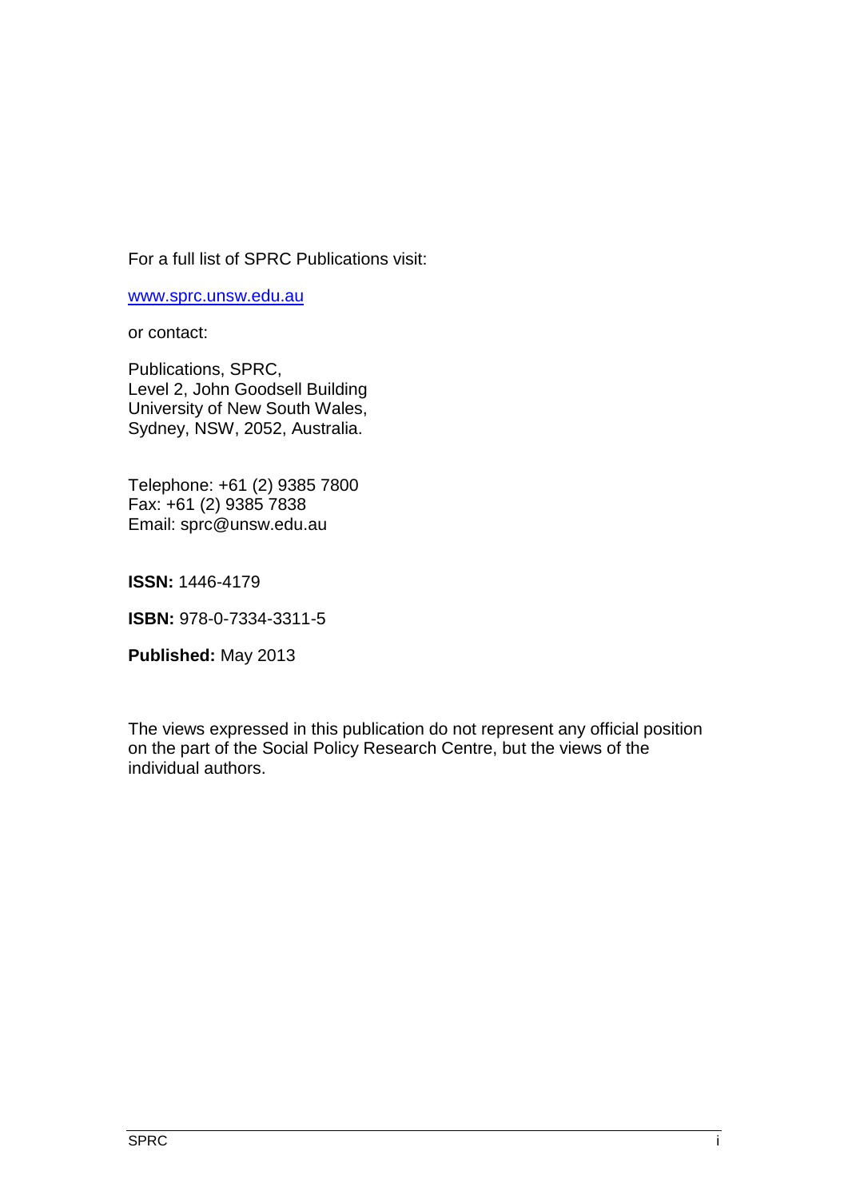For a full list of SPRC Publications visit:

www.sprc.unsw.edu.au

or contact:

Publications, SPRC,
Level 2, John Goodsell Building
University of New South Wales,
Sydney, NSW, 2052, Australia.

Telephone: +61 (2) 9385 7800
Fax: +61 (2) 9385 7838
Email: sprc@unsw.edu.au

**ISSN:** 1446-4179

**ISBN:** 978-0-7334-3311-5

**Published:** May 2013

The views expressed in this publication do not represent any official position on the part of the Social Policy Research Centre, but the views of the individual authors.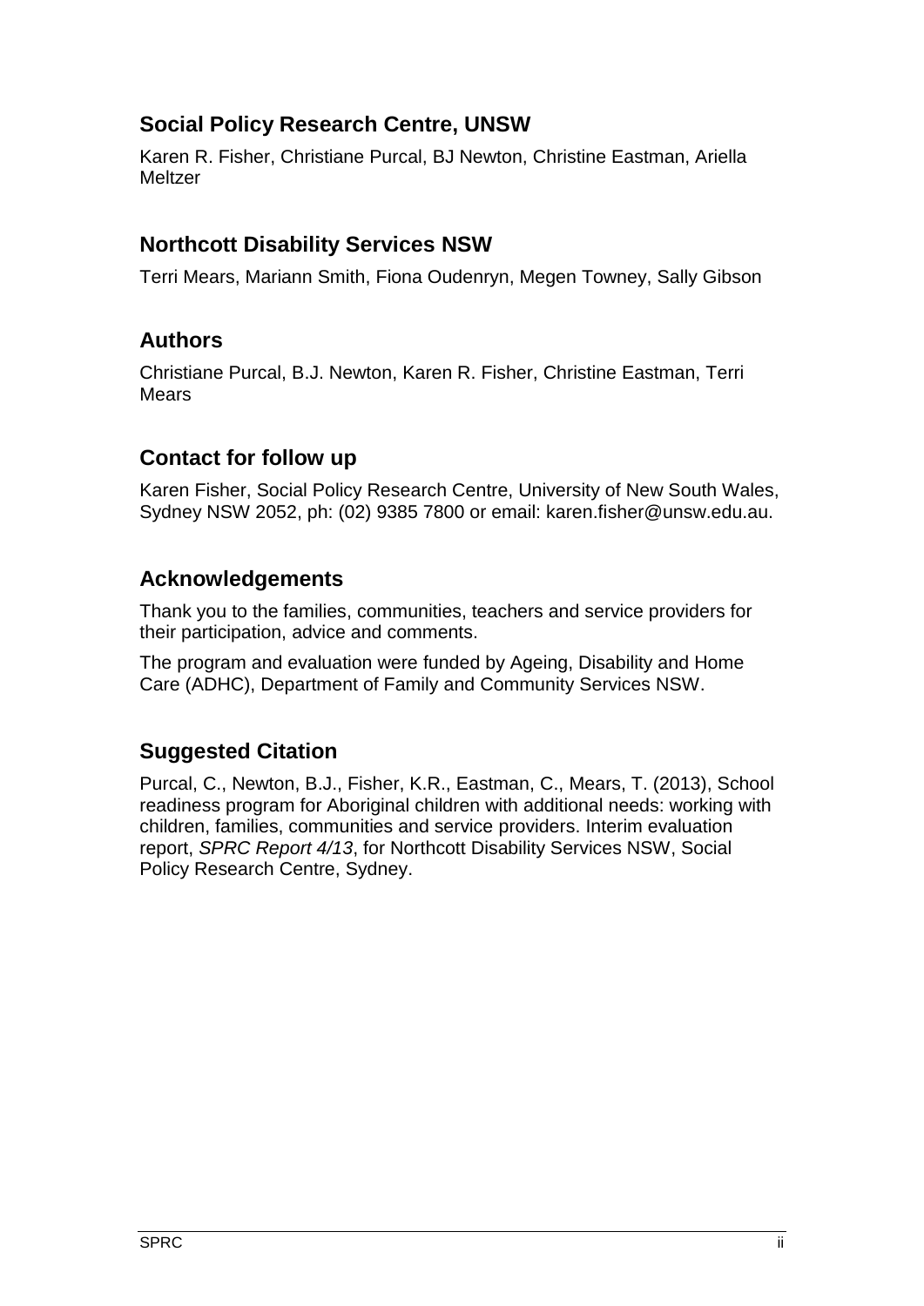## Social Policy Research Centre, UNSW

Karen R. Fisher, Christiane Purcal, BJ Newton, Christine Eastman, Ariella Meltzer

## Northcott Disability Services NSW

Terri Mears, Mariann Smith, Fiona Oudenryn, Megen Towney, Sally Gibson

## Authors

Christiane Purcal, B.J. Newton, Karen R. Fisher, Christine Eastman, Terri Mears

## Contact for follow up

Karen Fisher, Social Policy Research Centre, University of New South Wales, Sydney NSW 2052, ph: (02) 9385 7800 or email: karen.fisher@unsw.edu.au.

## Acknowledgements

Thank you to the families, communities, teachers and service providers for their participation, advice and comments.

The program and evaluation were funded by Ageing, Disability and Home Care (ADHC), Department of Family and Community Services NSW.

## Suggested Citation

Purcal, C., Newton, B.J., Fisher, K.R., Eastman, C., Mears, T. (2013), School readiness program for Aboriginal children with additional needs: working with children, families, communities and service providers. Interim evaluation report, *SPRC Report 4/13*, for Northcott Disability Services NSW, Social Policy Research Centre, Sydney.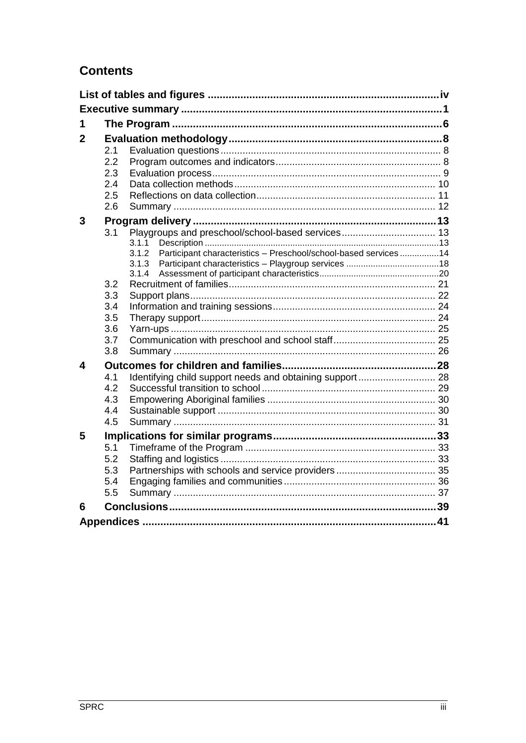## Contents

**List of tables and figures** ............................................................................. **iv**

**Executive summary** ....................................................................................... **1**

**1 The Program** ........................................................................................... **6**

**2 Evaluation methodology** ......................................................................... **8**

- 2.1 Evaluation questions ............................................................................... 8
- 2.2 Program outcomes and indicators ............................................................ 8
- 2.3 Evaluation process ................................................................................. 9
- 2.4 Data collection methods ........................................................................ 10
- 2.5 Reflections on data collection ................................................................ 11
- 2.6 Summary ............................................................................................. 12

**3 Program delivery** .................................................................................. **13**

- 3.1 Playgroups and preschool/school-based services .................................. 13
  - 3.1.1 Description ........................................................................................ 13
  - 3.1.2 Participant characteristics – Preschool/school-based services ................ 14
  - 3.1.3 Participant characteristics – Playgroup services ...................................... 18
  - 3.1.4 Assessment of participant characteristics ................................................ 20
- 3.2 Recruitment of families .......................................................................... 21
- 3.3 Support plans ........................................................................................ 22
- 3.4 Information and training sessions ........................................................... 24
- 3.5 Therapy support .................................................................................... 24
- 3.6 Yarn-ups ............................................................................................... 25
- 3.7 Communication with preschool and school staff ..................................... 25
- 3.8 Summary .............................................................................................. 26

**4 Outcomes for children and families** ...................................................... **28**

- 4.1 Identifying child support needs and obtaining support ............................ 28
- 4.2 Successful transition to school ............................................................... 29
- 4.3 Empowering Aboriginal families ............................................................. 30
- 4.4 Sustainable support .............................................................................. 30
- 4.5 Summary ............................................................................................. 31

**5 Implications for similar programs** ......................................................... **33**

- 5.1 Timeframe of the Program .................................................................... 33
- 5.2 Staffing and logistics ............................................................................. 33
- 5.3 Partnerships with schools and service providers .................................... 35
- 5.4 Engaging families and communities ....................................................... 36
- 5.5 Summary ............................................................................................. 37

**6 Conclusions** .......................................................................................... **39**

**Appendices** .............................................................................................. **41**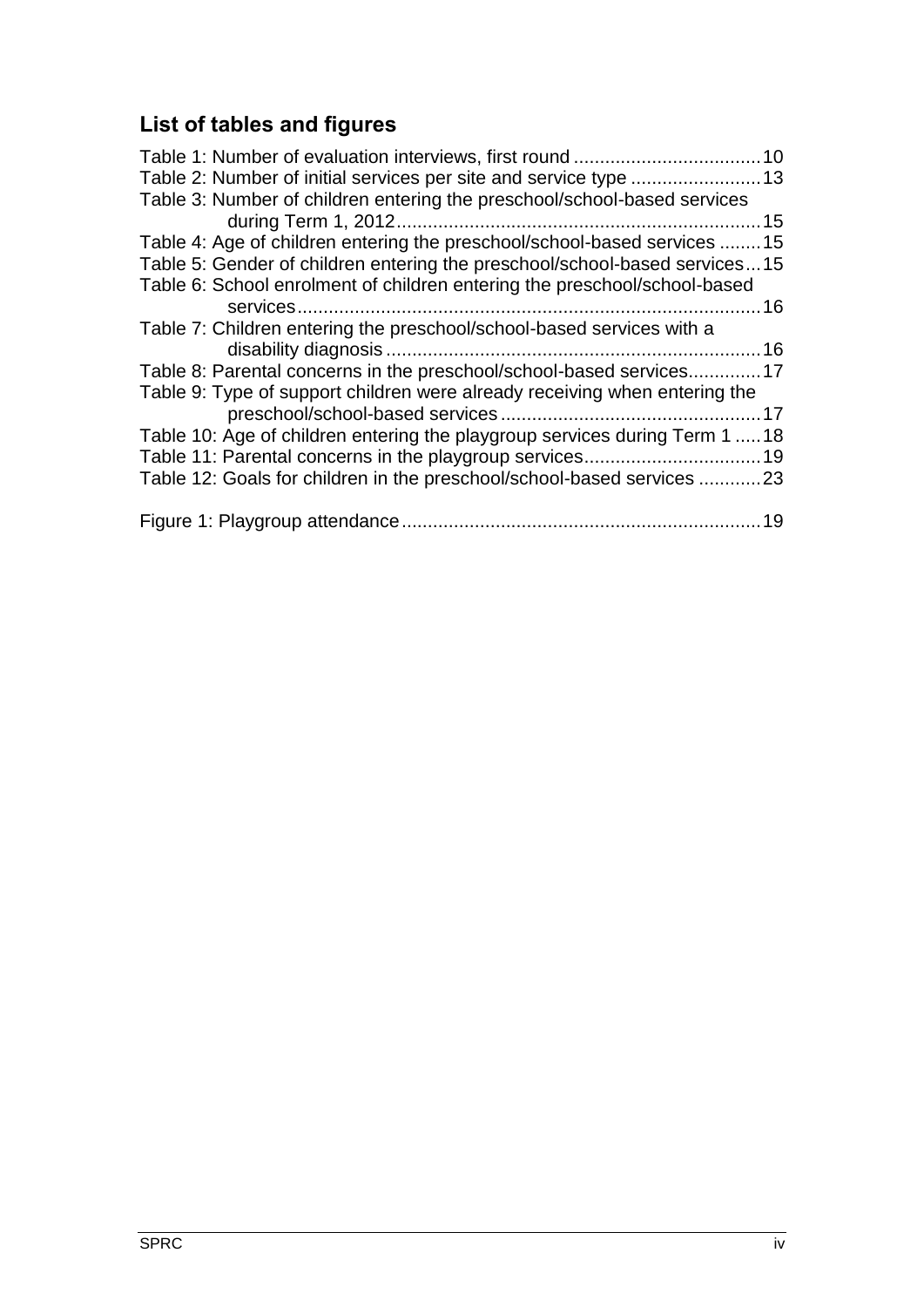## List of tables and figures

Table 1: Number of evaluation interviews, first round .....................................10
Table 2: Number of initial services per site and service type ..........................13
Table 3: Number of children entering the preschool/school-based services during Term 1, 2012.......................................................................15
Table 4: Age of children entering the preschool/school-based services .........15
Table 5: Gender of children entering the preschool/school-based services ...15
Table 6: School enrolment of children entering the preschool/school-based services..........................................................................................16
Table 7: Children entering the preschool/school-based services with a disability diagnosis .........................................................................16
Table 8: Parental concerns in the preschool/school-based services..............17
Table 9: Type of support children were already receiving when entering the preschool/school-based services ..................................................17
Table 10: Age of children entering the playgroup services during Term 1 ......18
Table 11: Parental concerns in the playgroup services...................................19
Table 12: Goals for children in the preschool/school-based services ............23

Figure 1: Playgroup attendance.....................................................................19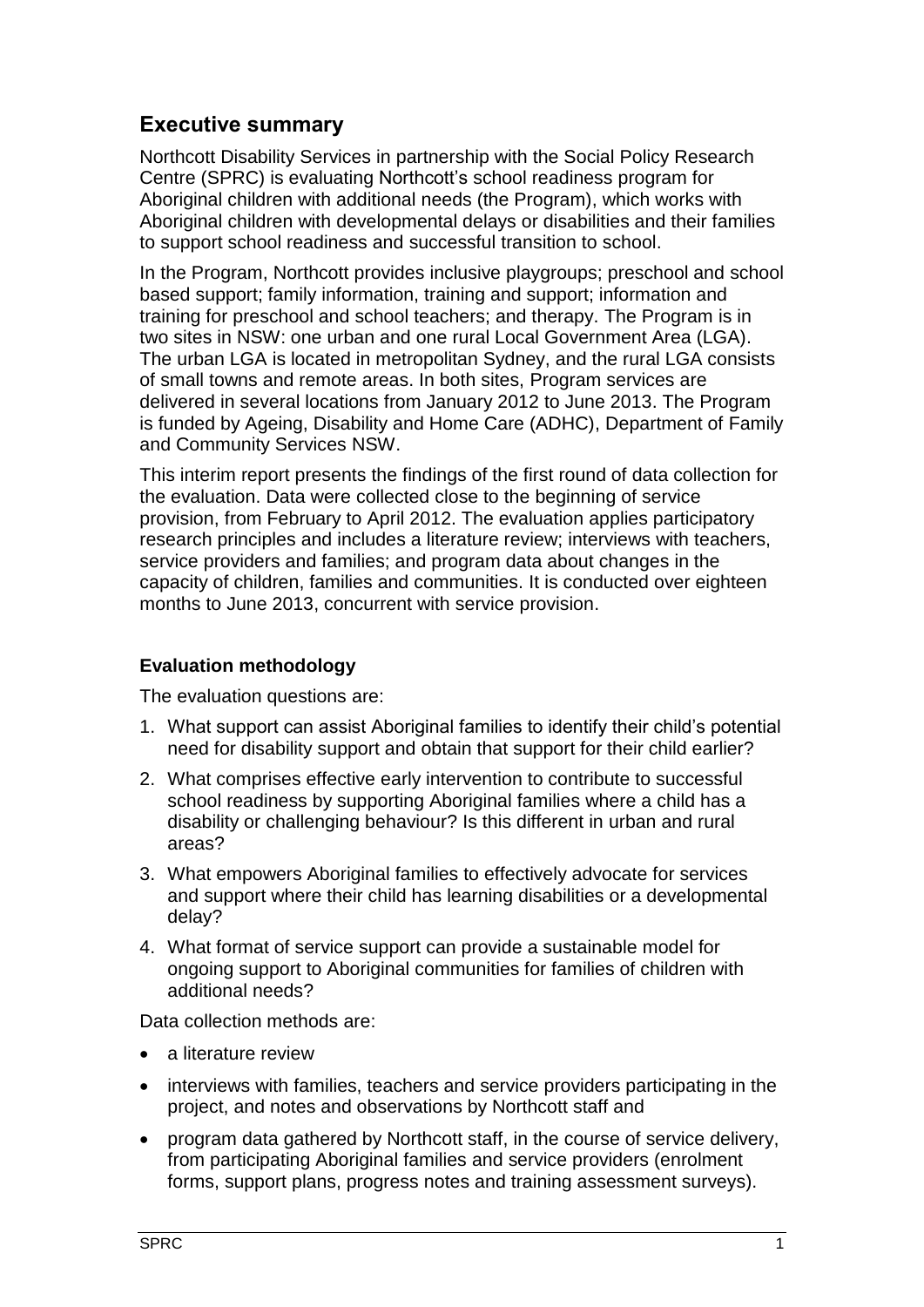## Executive summary

Northcott Disability Services in partnership with the Social Policy Research Centre (SPRC) is evaluating Northcott's school readiness program for Aboriginal children with additional needs (the Program), which works with Aboriginal children with developmental delays or disabilities and their families to support school readiness and successful transition to school.

In the Program, Northcott provides inclusive playgroups; preschool and school based support; family information, training and support; information and training for preschool and school teachers; and therapy. The Program is in two sites in NSW: one urban and one rural Local Government Area (LGA). The urban LGA is located in metropolitan Sydney, and the rural LGA consists of small towns and remote areas. In both sites, Program services are delivered in several locations from January 2012 to June 2013. The Program is funded by Ageing, Disability and Home Care (ADHC), Department of Family and Community Services NSW.

This interim report presents the findings of the first round of data collection for the evaluation. Data were collected close to the beginning of service provision, from February to April 2012. The evaluation applies participatory research principles and includes a literature review; interviews with teachers, service providers and families; and program data about changes in the capacity of children, families and communities. It is conducted over eighteen months to June 2013, concurrent with service provision.

### Evaluation methodology

The evaluation questions are:

1. What support can assist Aboriginal families to identify their child's potential need for disability support and obtain that support for their child earlier?
2. What comprises effective early intervention to contribute to successful school readiness by supporting Aboriginal families where a child has a disability or challenging behaviour? Is this different in urban and rural areas?
3. What empowers Aboriginal families to effectively advocate for services and support where their child has learning disabilities or a developmental delay?
4. What format of service support can provide a sustainable model for ongoing support to Aboriginal communities for families of children with additional needs?

Data collection methods are:

- a literature review
- interviews with families, teachers and service providers participating in the project, and notes and observations by Northcott staff and
- program data gathered by Northcott staff, in the course of service delivery, from participating Aboriginal families and service providers (enrolment forms, support plans, progress notes and training assessment surveys).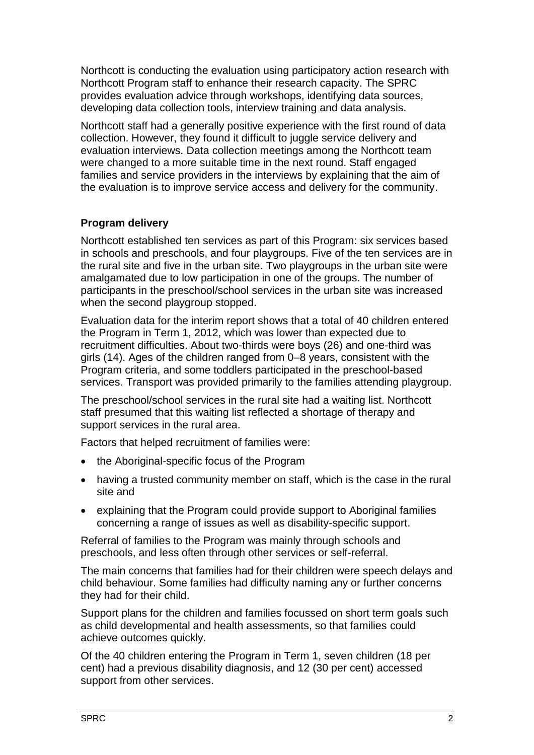Northcott is conducting the evaluation using participatory action research with Northcott Program staff to enhance their research capacity. The SPRC provides evaluation advice through workshops, identifying data sources, developing data collection tools, interview training and data analysis.

Northcott staff had a generally positive experience with the first round of data collection. However, they found it difficult to juggle service delivery and evaluation interviews. Data collection meetings among the Northcott team were changed to a more suitable time in the next round. Staff engaged families and service providers in the interviews by explaining that the aim of the evaluation is to improve service access and delivery for the community.

### Program delivery

Northcott established ten services as part of this Program: six services based in schools and preschools, and four playgroups. Five of the ten services are in the rural site and five in the urban site. Two playgroups in the urban site were amalgamated due to low participation in one of the groups. The number of participants in the preschool/school services in the urban site was increased when the second playgroup stopped.

Evaluation data for the interim report shows that a total of 40 children entered the Program in Term 1, 2012, which was lower than expected due to recruitment difficulties. About two-thirds were boys (26) and one-third was girls (14). Ages of the children ranged from 0–8 years, consistent with the Program criteria, and some toddlers participated in the preschool-based services. Transport was provided primarily to the families attending playgroup.

The preschool/school services in the rural site had a waiting list. Northcott staff presumed that this waiting list reflected a shortage of therapy and support services in the rural area.

Factors that helped recruitment of families were:

- the Aboriginal-specific focus of the Program
- having a trusted community member on staff, which is the case in the rural site and
- explaining that the Program could provide support to Aboriginal families concerning a range of issues as well as disability-specific support.

Referral of families to the Program was mainly through schools and preschools, and less often through other services or self-referral.

The main concerns that families had for their children were speech delays and child behaviour. Some families had difficulty naming any or further concerns they had for their child.

Support plans for the children and families focussed on short term goals such as child developmental and health assessments, so that families could achieve outcomes quickly.

Of the 40 children entering the Program in Term 1, seven children (18 per cent) had a previous disability diagnosis, and 12 (30 per cent) accessed support from other services.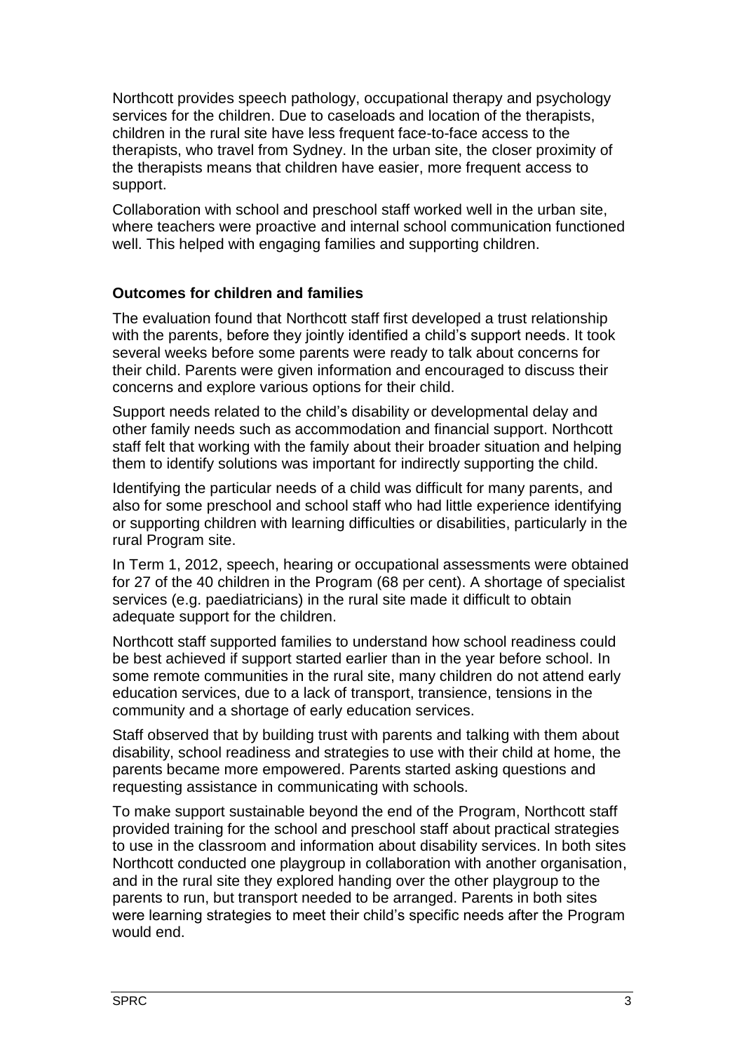Northcott provides speech pathology, occupational therapy and psychology services for the children. Due to caseloads and location of the therapists, children in the rural site have less frequent face-to-face access to the therapists, who travel from Sydney. In the urban site, the closer proximity of the therapists means that children have easier, more frequent access to support.

Collaboration with school and preschool staff worked well in the urban site, where teachers were proactive and internal school communication functioned well. This helped with engaging families and supporting children.

### Outcomes for children and families

The evaluation found that Northcott staff first developed a trust relationship with the parents, before they jointly identified a child's support needs. It took several weeks before some parents were ready to talk about concerns for their child. Parents were given information and encouraged to discuss their concerns and explore various options for their child.

Support needs related to the child's disability or developmental delay and other family needs such as accommodation and financial support. Northcott staff felt that working with the family about their broader situation and helping them to identify solutions was important for indirectly supporting the child.

Identifying the particular needs of a child was difficult for many parents, and also for some preschool and school staff who had little experience identifying or supporting children with learning difficulties or disabilities, particularly in the rural Program site.

In Term 1, 2012, speech, hearing or occupational assessments were obtained for 27 of the 40 children in the Program (68 per cent). A shortage of specialist services (e.g. paediatricians) in the rural site made it difficult to obtain adequate support for the children.

Northcott staff supported families to understand how school readiness could be best achieved if support started earlier than in the year before school. In some remote communities in the rural site, many children do not attend early education services, due to a lack of transport, transience, tensions in the community and a shortage of early education services.

Staff observed that by building trust with parents and talking with them about disability, school readiness and strategies to use with their child at home, the parents became more empowered. Parents started asking questions and requesting assistance in communicating with schools.

To make support sustainable beyond the end of the Program, Northcott staff provided training for the school and preschool staff about practical strategies to use in the classroom and information about disability services. In both sites Northcott conducted one playgroup in collaboration with another organisation, and in the rural site they explored handing over the other playgroup to the parents to run, but transport needed to be arranged. Parents in both sites were learning strategies to meet their child's specific needs after the Program would end.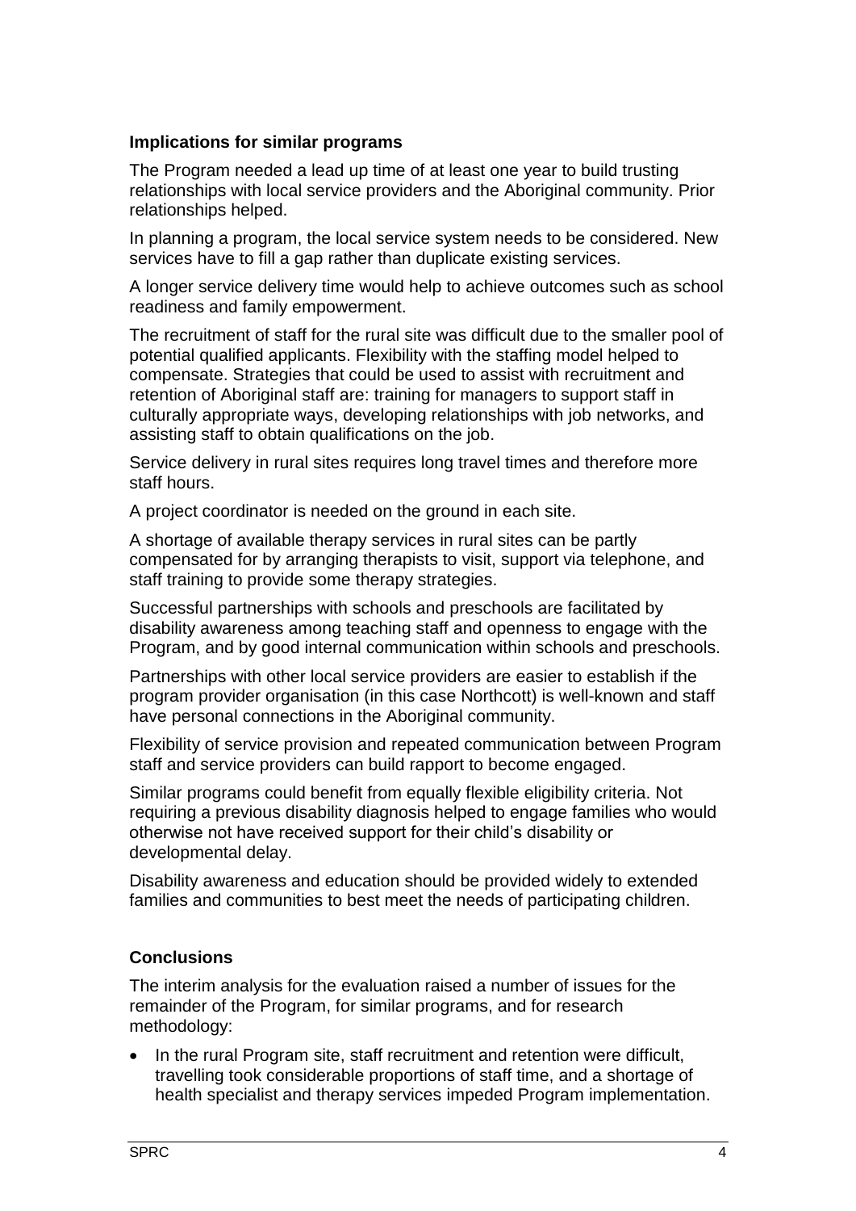### Implications for similar programs

The Program needed a lead up time of at least one year to build trusting relationships with local service providers and the Aboriginal community. Prior relationships helped.

In planning a program, the local service system needs to be considered. New services have to fill a gap rather than duplicate existing services.

A longer service delivery time would help to achieve outcomes such as school readiness and family empowerment.

The recruitment of staff for the rural site was difficult due to the smaller pool of potential qualified applicants. Flexibility with the staffing model helped to compensate. Strategies that could be used to assist with recruitment and retention of Aboriginal staff are: training for managers to support staff in culturally appropriate ways, developing relationships with job networks, and assisting staff to obtain qualifications on the job.

Service delivery in rural sites requires long travel times and therefore more staff hours.

A project coordinator is needed on the ground in each site.

A shortage of available therapy services in rural sites can be partly compensated for by arranging therapists to visit, support via telephone, and staff training to provide some therapy strategies.

Successful partnerships with schools and preschools are facilitated by disability awareness among teaching staff and openness to engage with the Program, and by good internal communication within schools and preschools.

Partnerships with other local service providers are easier to establish if the program provider organisation (in this case Northcott) is well-known and staff have personal connections in the Aboriginal community.

Flexibility of service provision and repeated communication between Program staff and service providers can build rapport to become engaged.

Similar programs could benefit from equally flexible eligibility criteria. Not requiring a previous disability diagnosis helped to engage families who would otherwise not have received support for their child's disability or developmental delay.

Disability awareness and education should be provided widely to extended families and communities to best meet the needs of participating children.

### Conclusions

The interim analysis for the evaluation raised a number of issues for the remainder of the Program, for similar programs, and for research methodology:

- In the rural Program site, staff recruitment and retention were difficult, travelling took considerable proportions of staff time, and a shortage of health specialist and therapy services impeded Program implementation.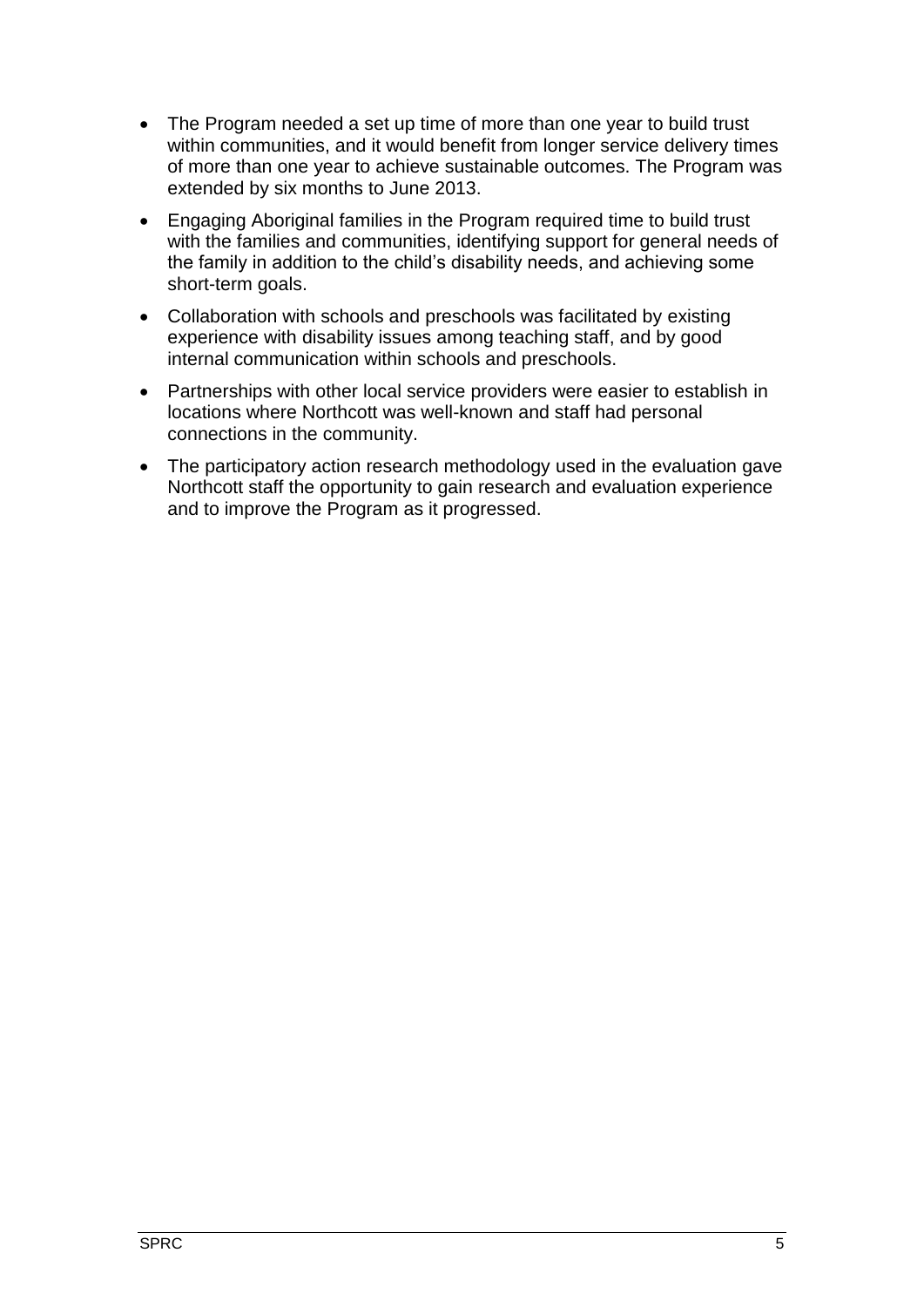- The Program needed a set up time of more than one year to build trust within communities, and it would benefit from longer service delivery times of more than one year to achieve sustainable outcomes. The Program was extended by six months to June 2013.
- Engaging Aboriginal families in the Program required time to build trust with the families and communities, identifying support for general needs of the family in addition to the child's disability needs, and achieving some short-term goals.
- Collaboration with schools and preschools was facilitated by existing experience with disability issues among teaching staff, and by good internal communication within schools and preschools.
- Partnerships with other local service providers were easier to establish in locations where Northcott was well-known and staff had personal connections in the community.
- The participatory action research methodology used in the evaluation gave Northcott staff the opportunity to gain research and evaluation experience and to improve the Program as it progressed.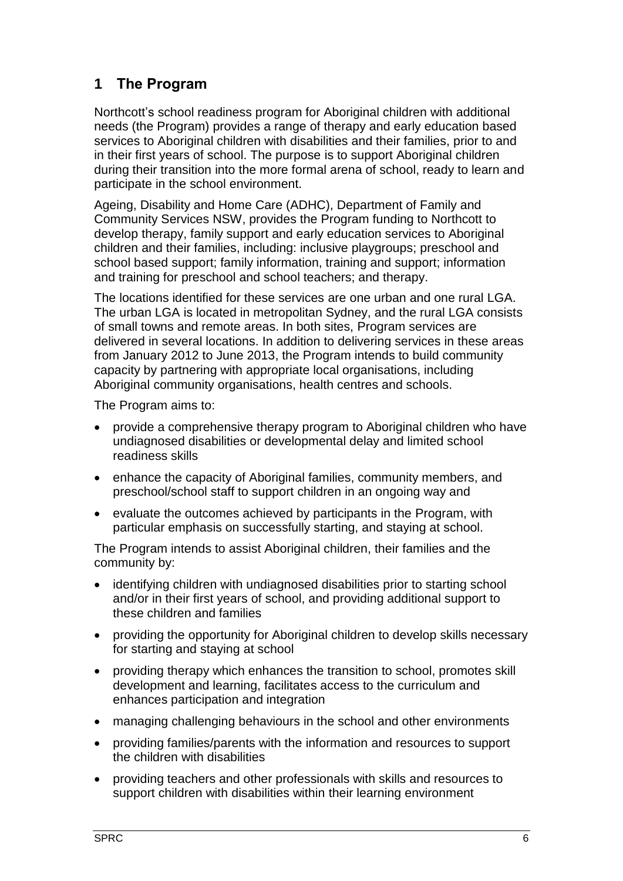# 1 The Program

Northcott's school readiness program for Aboriginal children with additional needs (the Program) provides a range of therapy and early education based services to Aboriginal children with disabilities and their families, prior to and in their first years of school. The purpose is to support Aboriginal children during their transition into the more formal arena of school, ready to learn and participate in the school environment.

Ageing, Disability and Home Care (ADHC), Department of Family and Community Services NSW, provides the Program funding to Northcott to develop therapy, family support and early education services to Aboriginal children and their families, including: inclusive playgroups; preschool and school based support; family information, training and support; information and training for preschool and school teachers; and therapy.

The locations identified for these services are one urban and one rural LGA. The urban LGA is located in metropolitan Sydney, and the rural LGA consists of small towns and remote areas. In both sites, Program services are delivered in several locations. In addition to delivering services in these areas from January 2012 to June 2013, the Program intends to build community capacity by partnering with appropriate local organisations, including Aboriginal community organisations, health centres and schools.

The Program aims to:

- provide a comprehensive therapy program to Aboriginal children who have undiagnosed disabilities or developmental delay and limited school readiness skills
- enhance the capacity of Aboriginal families, community members, and preschool/school staff to support children in an ongoing way and
- evaluate the outcomes achieved by participants in the Program, with particular emphasis on successfully starting, and staying at school.

The Program intends to assist Aboriginal children, their families and the community by:

- identifying children with undiagnosed disabilities prior to starting school and/or in their first years of school, and providing additional support to these children and families
- providing the opportunity for Aboriginal children to develop skills necessary for starting and staying at school
- providing therapy which enhances the transition to school, promotes skill development and learning, facilitates access to the curriculum and enhances participation and integration
- managing challenging behaviours in the school and other environments
- providing families/parents with the information and resources to support the children with disabilities
- providing teachers and other professionals with skills and resources to support children with disabilities within their learning environment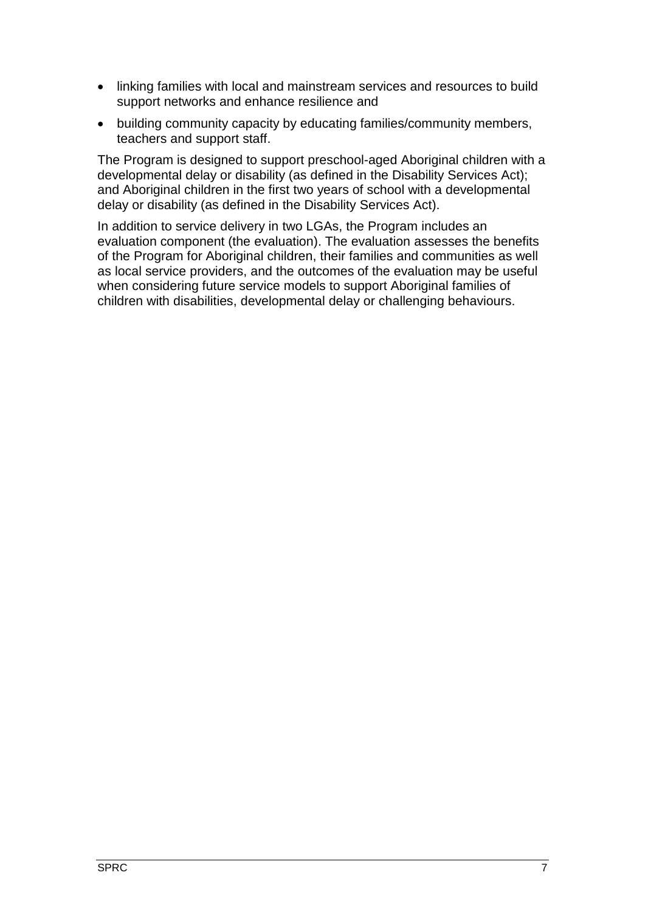- linking families with local and mainstream services and resources to build support networks and enhance resilience and
- building community capacity by educating families/community members, teachers and support staff.

The Program is designed to support preschool-aged Aboriginal children with a developmental delay or disability (as defined in the Disability Services Act); and Aboriginal children in the first two years of school with a developmental delay or disability (as defined in the Disability Services Act).

In addition to service delivery in two LGAs, the Program includes an evaluation component (the evaluation). The evaluation assesses the benefits of the Program for Aboriginal children, their families and communities as well as local service providers, and the outcomes of the evaluation may be useful when considering future service models to support Aboriginal families of children with disabilities, developmental delay or challenging behaviours.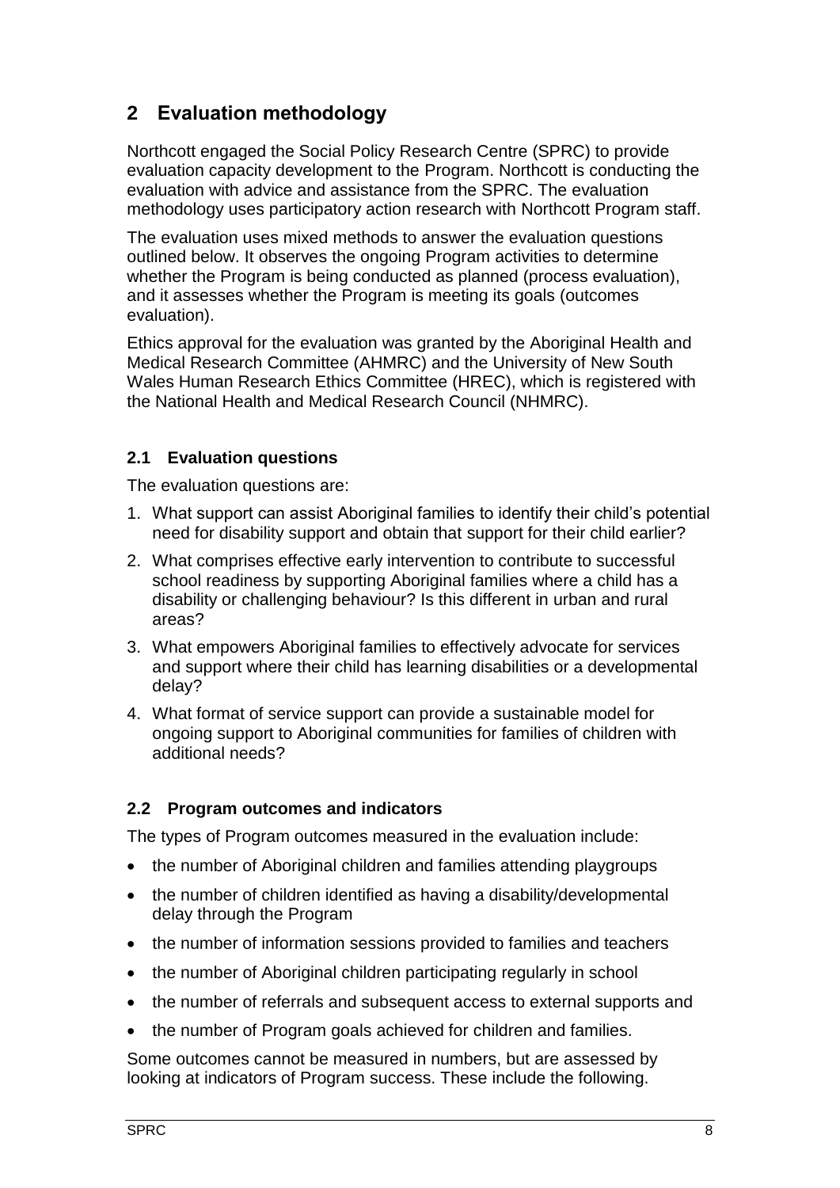# 2 Evaluation methodology

Northcott engaged the Social Policy Research Centre (SPRC) to provide evaluation capacity development to the Program. Northcott is conducting the evaluation with advice and assistance from the SPRC. The evaluation methodology uses participatory action research with Northcott Program staff.

The evaluation uses mixed methods to answer the evaluation questions outlined below. It observes the ongoing Program activities to determine whether the Program is being conducted as planned (process evaluation), and it assesses whether the Program is meeting its goals (outcomes evaluation).

Ethics approval for the evaluation was granted by the Aboriginal Health and Medical Research Committee (AHMRC) and the University of New South Wales Human Research Ethics Committee (HREC), which is registered with the National Health and Medical Research Council (NHMRC).

## 2.1 Evaluation questions

The evaluation questions are:

1. What support can assist Aboriginal families to identify their child's potential need for disability support and obtain that support for their child earlier?
2. What comprises effective early intervention to contribute to successful school readiness by supporting Aboriginal families where a child has a disability or challenging behaviour? Is this different in urban and rural areas?
3. What empowers Aboriginal families to effectively advocate for services and support where their child has learning disabilities or a developmental delay?
4. What format of service support can provide a sustainable model for ongoing support to Aboriginal communities for families of children with additional needs?

## 2.2 Program outcomes and indicators

The types of Program outcomes measured in the evaluation include:

- the number of Aboriginal children and families attending playgroups
- the number of children identified as having a disability/developmental delay through the Program
- the number of information sessions provided to families and teachers
- the number of Aboriginal children participating regularly in school
- the number of referrals and subsequent access to external supports and
- the number of Program goals achieved for children and families.

Some outcomes cannot be measured in numbers, but are assessed by looking at indicators of Program success. These include the following.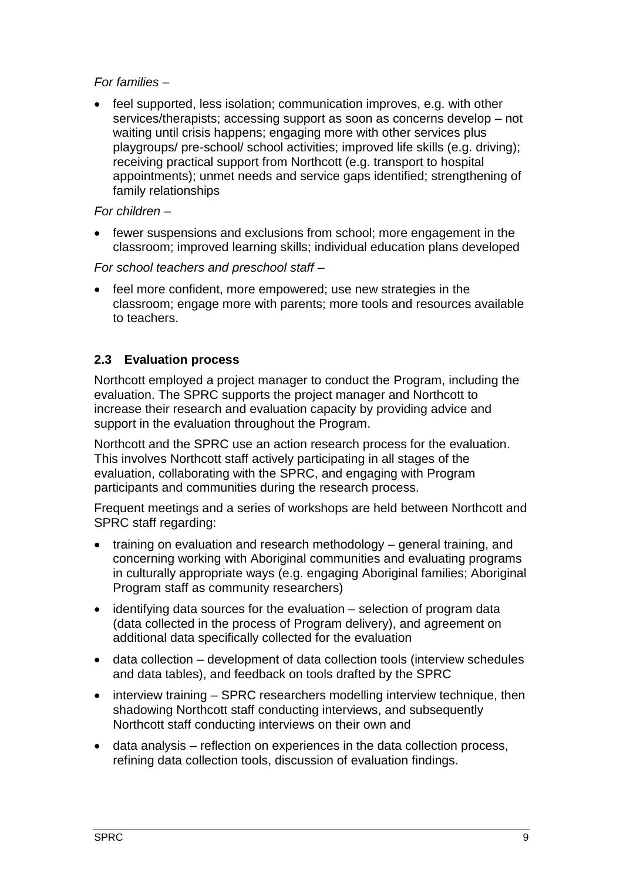*For families* –

- feel supported, less isolation; communication improves, e.g. with other services/therapists; accessing support as soon as concerns develop – not waiting until crisis happens; engaging more with other services plus playgroups/ pre-school/ school activities; improved life skills (e.g. driving); receiving practical support from Northcott (e.g. transport to hospital appointments); unmet needs and service gaps identified; strengthening of family relationships

*For children* –

- fewer suspensions and exclusions from school; more engagement in the classroom; improved learning skills; individual education plans developed

*For school teachers and preschool staff* –

- feel more confident, more empowered; use new strategies in the classroom; engage more with parents; more tools and resources available to teachers.

### 2.3 Evaluation process

Northcott employed a project manager to conduct the Program, including the evaluation. The SPRC supports the project manager and Northcott to increase their research and evaluation capacity by providing advice and support in the evaluation throughout the Program.

Northcott and the SPRC use an action research process for the evaluation. This involves Northcott staff actively participating in all stages of the evaluation, collaborating with the SPRC, and engaging with Program participants and communities during the research process.

Frequent meetings and a series of workshops are held between Northcott and SPRC staff regarding:

- training on evaluation and research methodology – general training, and concerning working with Aboriginal communities and evaluating programs in culturally appropriate ways (e.g. engaging Aboriginal families; Aboriginal Program staff as community researchers)
- identifying data sources for the evaluation – selection of program data (data collected in the process of Program delivery), and agreement on additional data specifically collected for the evaluation
- data collection – development of data collection tools (interview schedules and data tables), and feedback on tools drafted by the SPRC
- interview training – SPRC researchers modelling interview technique, then shadowing Northcott staff conducting interviews, and subsequently Northcott staff conducting interviews on their own and
- data analysis – reflection on experiences in the data collection process, refining data collection tools, discussion of evaluation findings.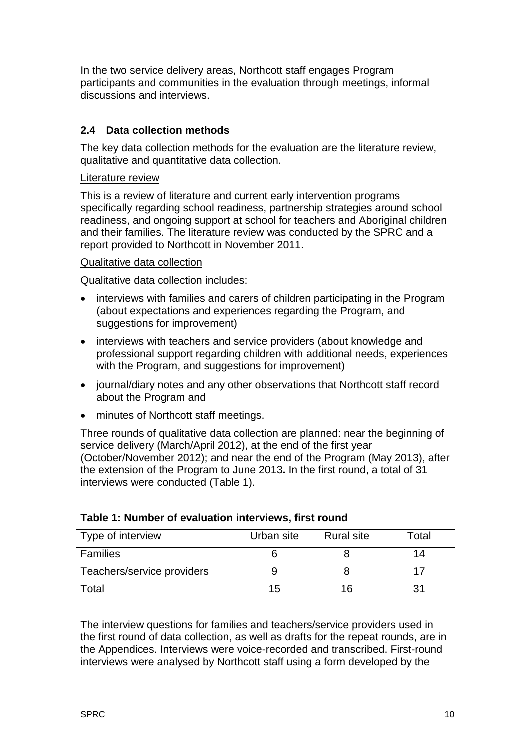In the two service delivery areas, Northcott staff engages Program participants and communities in the evaluation through meetings, informal discussions and interviews.

### 2.4 Data collection methods

The key data collection methods for the evaluation are the literature review, qualitative and quantitative data collection.

Literature review

This is a review of literature and current early intervention programs specifically regarding school readiness, partnership strategies around school readiness, and ongoing support at school for teachers and Aboriginal children and their families. The literature review was conducted by the SPRC and a report provided to Northcott in November 2011.

Qualitative data collection

Qualitative data collection includes:

- interviews with families and carers of children participating in the Program (about expectations and experiences regarding the Program, and suggestions for improvement)
- interviews with teachers and service providers (about knowledge and professional support regarding children with additional needs, experiences with the Program, and suggestions for improvement)
- journal/diary notes and any other observations that Northcott staff record about the Program and
- minutes of Northcott staff meetings.

Three rounds of qualitative data collection are planned: near the beginning of service delivery (March/April 2012), at the end of the first year (October/November 2012); and near the end of the Program (May 2013), after the extension of the Program to June 2013**.** In the first round, a total of 31 interviews were conducted (Table 1).

**Table 1: Number of evaluation interviews, first round**

| Type of interview | Urban site | Rural site | Total |
|---|---|---|---|
| Families | 6 | 8 | 14 |
| Teachers/service providers | 9 | 8 | 17 |
| Total | 15 | 16 | 31 |

The interview questions for families and teachers/service providers used in the first round of data collection, as well as drafts for the repeat rounds, are in the Appendices. Interviews were voice-recorded and transcribed. First-round interviews were analysed by Northcott staff using a form developed by the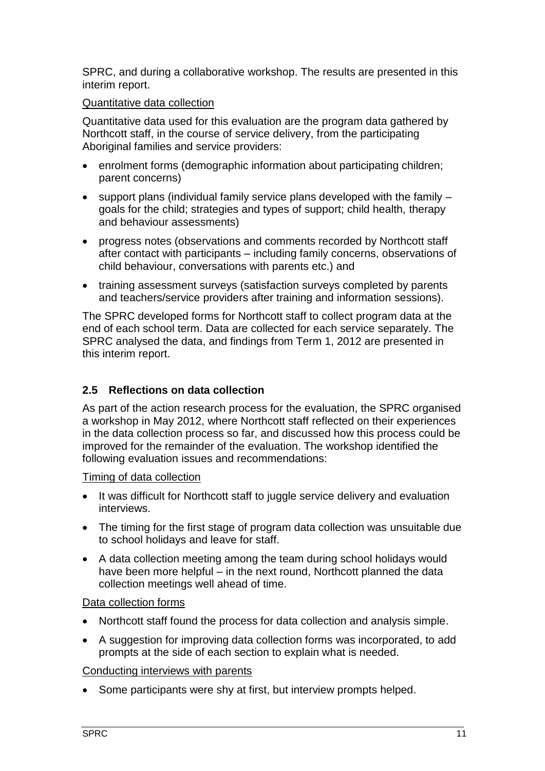SPRC, and during a collaborative workshop. The results are presented in this interim report.

Quantitative data collection

Quantitative data used for this evaluation are the program data gathered by Northcott staff, in the course of service delivery, from the participating Aboriginal families and service providers:

- enrolment forms (demographic information about participating children; parent concerns)
- support plans (individual family service plans developed with the family – goals for the child; strategies and types of support; child health, therapy and behaviour assessments)
- progress notes (observations and comments recorded by Northcott staff after contact with participants – including family concerns, observations of child behaviour, conversations with parents etc.) and
- training assessment surveys (satisfaction surveys completed by parents and teachers/service providers after training and information sessions).

The SPRC developed forms for Northcott staff to collect program data at the end of each school term. Data are collected for each service separately. The SPRC analysed the data, and findings from Term 1, 2012 are presented in this interim report.

### 2.5 Reflections on data collection

As part of the action research process for the evaluation, the SPRC organised a workshop in May 2012, where Northcott staff reflected on their experiences in the data collection process so far, and discussed how this process could be improved for the remainder of the evaluation. The workshop identified the following evaluation issues and recommendations:

Timing of data collection

- It was difficult for Northcott staff to juggle service delivery and evaluation interviews.
- The timing for the first stage of program data collection was unsuitable due to school holidays and leave for staff.
- A data collection meeting among the team during school holidays would have been more helpful – in the next round, Northcott planned the data collection meetings well ahead of time.

Data collection forms

- Northcott staff found the process for data collection and analysis simple.
- A suggestion for improving data collection forms was incorporated, to add prompts at the side of each section to explain what is needed.

Conducting interviews with parents

- Some participants were shy at first, but interview prompts helped.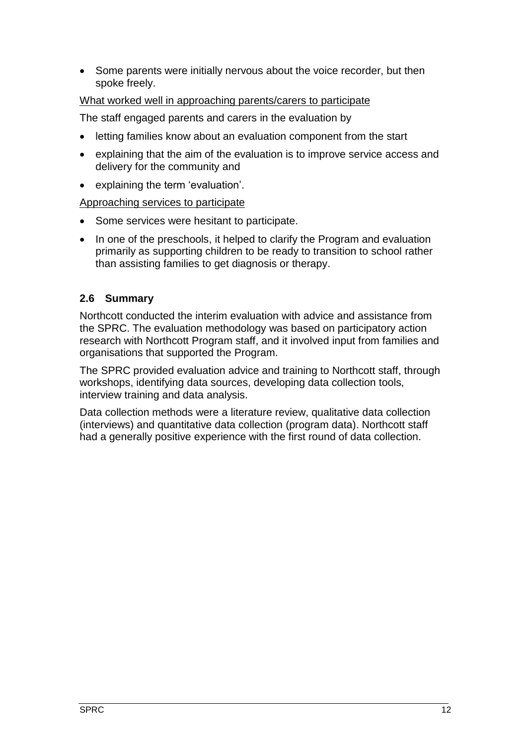- Some parents were initially nervous about the voice recorder, but then spoke freely.

What worked well in approaching parents/carers to participate

The staff engaged parents and carers in the evaluation by

- letting families know about an evaluation component from the start
- explaining that the aim of the evaluation is to improve service access and delivery for the community and
- explaining the term 'evaluation'.

Approaching services to participate

- Some services were hesitant to participate.
- In one of the preschools, it helped to clarify the Program and evaluation primarily as supporting children to be ready to transition to school rather than assisting families to get diagnosis or therapy.

### 2.6 Summary

Northcott conducted the interim evaluation with advice and assistance from the SPRC. The evaluation methodology was based on participatory action research with Northcott Program staff, and it involved input from families and organisations that supported the Program.

The SPRC provided evaluation advice and training to Northcott staff, through workshops, identifying data sources, developing data collection tools, interview training and data analysis.

Data collection methods were a literature review, qualitative data collection (interviews) and quantitative data collection (program data). Northcott staff had a generally positive experience with the first round of data collection.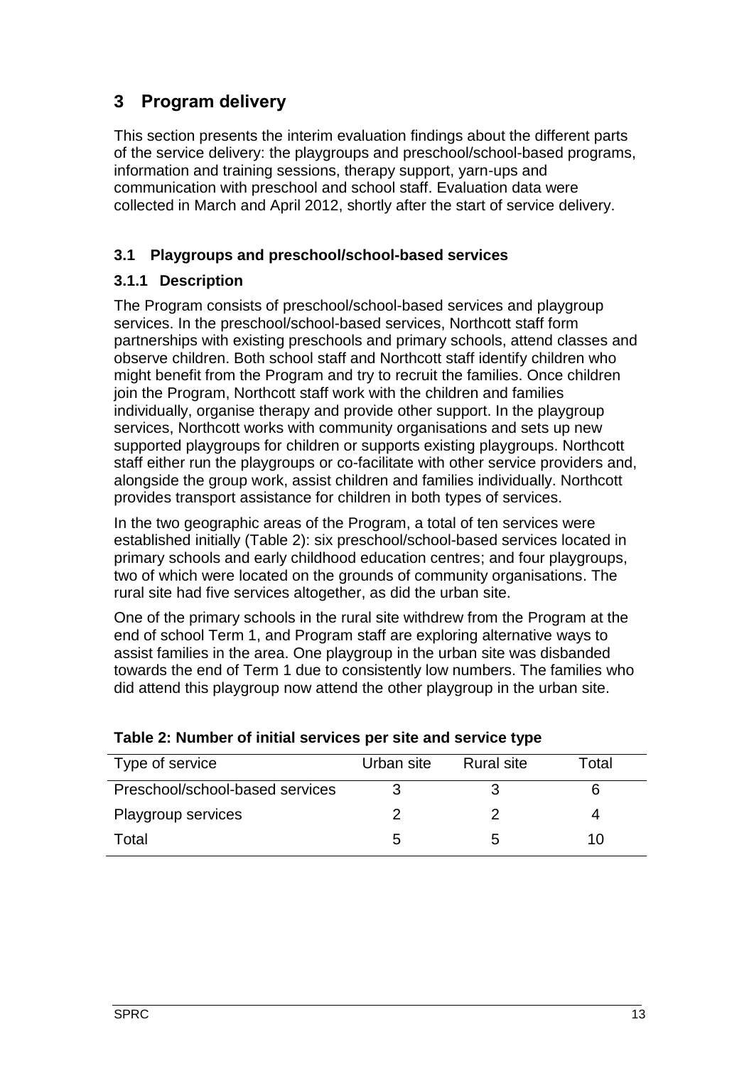# 3 Program delivery

This section presents the interim evaluation findings about the different parts of the service delivery: the playgroups and preschool/school-based programs, information and training sessions, therapy support, yarn-ups and communication with preschool and school staff. Evaluation data were collected in March and April 2012, shortly after the start of service delivery.

## 3.1 Playgroups and preschool/school-based services

### 3.1.1 Description

The Program consists of preschool/school-based services and playgroup services. In the preschool/school-based services, Northcott staff form partnerships with existing preschools and primary schools, attend classes and observe children. Both school staff and Northcott staff identify children who might benefit from the Program and try to recruit the families. Once children join the Program, Northcott staff work with the children and families individually, organise therapy and provide other support. In the playgroup services, Northcott works with community organisations and sets up new supported playgroups for children or supports existing playgroups. Northcott staff either run the playgroups or co-facilitate with other service providers and, alongside the group work, assist children and families individually. Northcott provides transport assistance for children in both types of services.

In the two geographic areas of the Program, a total of ten services were established initially (Table 2): six preschool/school-based services located in primary schools and early childhood education centres; and four playgroups, two of which were located on the grounds of community organisations. The rural site had five services altogether, as did the urban site.

One of the primary schools in the rural site withdrew from the Program at the end of school Term 1, and Program staff are exploring alternative ways to assist families in the area. One playgroup in the urban site was disbanded towards the end of Term 1 due to consistently low numbers. The families who did attend this playgroup now attend the other playgroup in the urban site.

**Table 2: Number of initial services per site and service type**

| Type of service | Urban site | Rural site | Total |
|---|---|---|---|
| Preschool/school-based services | 3 | 3 | 6 |
| Playgroup services | 2 | 2 | 4 |
| Total | 5 | 5 | 10 |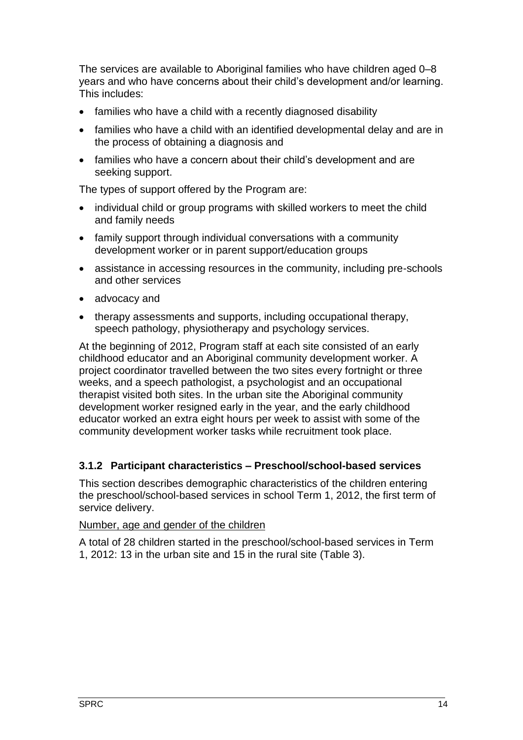The services are available to Aboriginal families who have children aged 0–8 years and who have concerns about their child's development and/or learning. This includes:

- families who have a child with a recently diagnosed disability
- families who have a child with an identified developmental delay and are in the process of obtaining a diagnosis and
- families who have a concern about their child's development and are seeking support.

The types of support offered by the Program are:

- individual child or group programs with skilled workers to meet the child and family needs
- family support through individual conversations with a community development worker or in parent support/education groups
- assistance in accessing resources in the community, including pre-schools and other services
- advocacy and
- therapy assessments and supports, including occupational therapy, speech pathology, physiotherapy and psychology services.

At the beginning of 2012, Program staff at each site consisted of an early childhood educator and an Aboriginal community development worker. A project coordinator travelled between the two sites every fortnight or three weeks, and a speech pathologist, a psychologist and an occupational therapist visited both sites. In the urban site the Aboriginal community development worker resigned early in the year, and the early childhood educator worked an extra eight hours per week to assist with some of the community development worker tasks while recruitment took place.

### 3.1.2 Participant characteristics – Preschool/school-based services

This section describes demographic characteristics of the children entering the preschool/school-based services in school Term 1, 2012, the first term of service delivery.

Number, age and gender of the children

A total of 28 children started in the preschool/school-based services in Term 1, 2012: 13 in the urban site and 15 in the rural site (Table 3).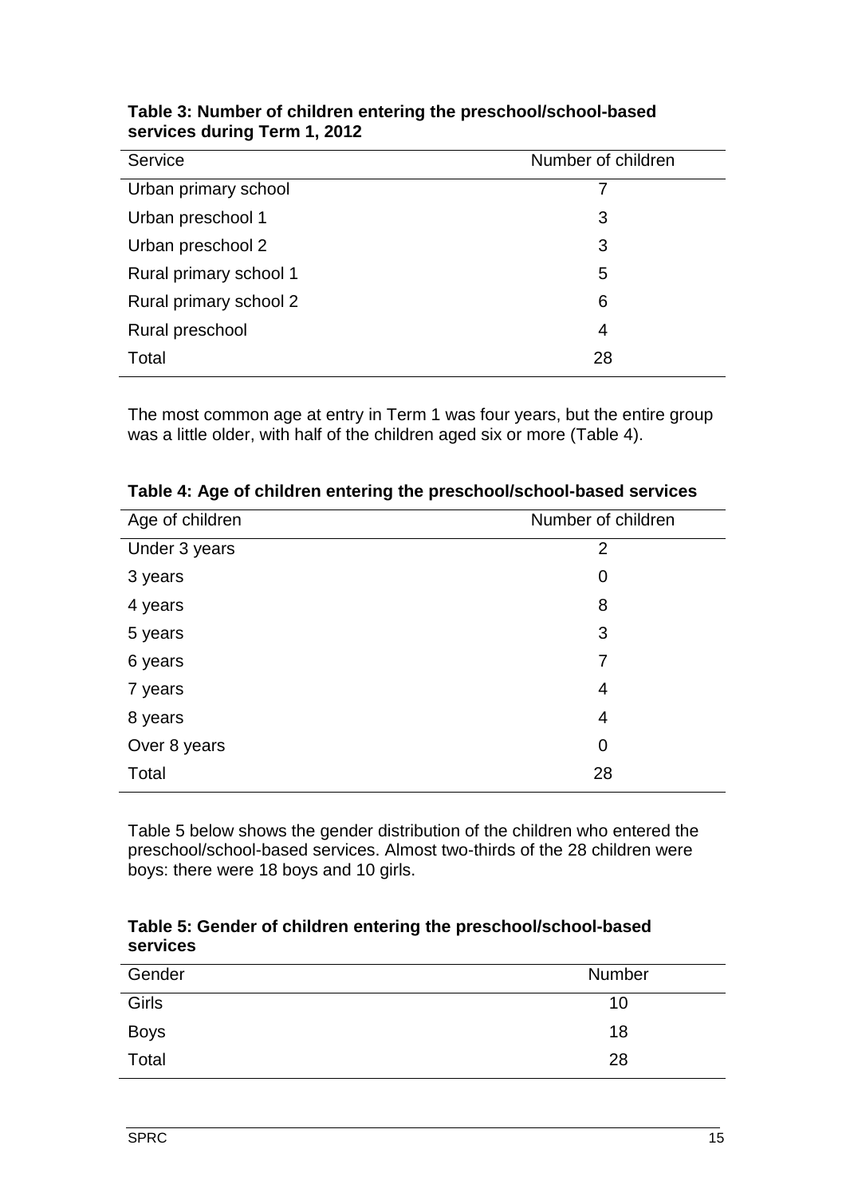**Table 3: Number of children entering the preschool/school-based services during Term 1, 2012**

| Service | Number of children |
|---|---|
| Urban primary school | 7 |
| Urban preschool 1 | 3 |
| Urban preschool 2 | 3 |
| Rural primary school 1 | 5 |
| Rural primary school 2 | 6 |
| Rural preschool | 4 |
| Total | 28 |

The most common age at entry in Term 1 was four years, but the entire group was a little older, with half of the children aged six or more (Table 4).

**Table 4: Age of children entering the preschool/school-based services**

| Age of children | Number of children |
|---|---|
| Under 3 years | 2 |
| 3 years | 0 |
| 4 years | 8 |
| 5 years | 3 |
| 6 years | 7 |
| 7 years | 4 |
| 8 years | 4 |
| Over 8 years | 0 |
| Total | 28 |

Table 5 below shows the gender distribution of the children who entered the preschool/school-based services. Almost two-thirds of the 28 children were boys: there were 18 boys and 10 girls.

**Table 5: Gender of children entering the preschool/school-based services**

| Gender | Number |
|---|---|
| Girls | 10 |
| Boys | 18 |
| Total | 28 |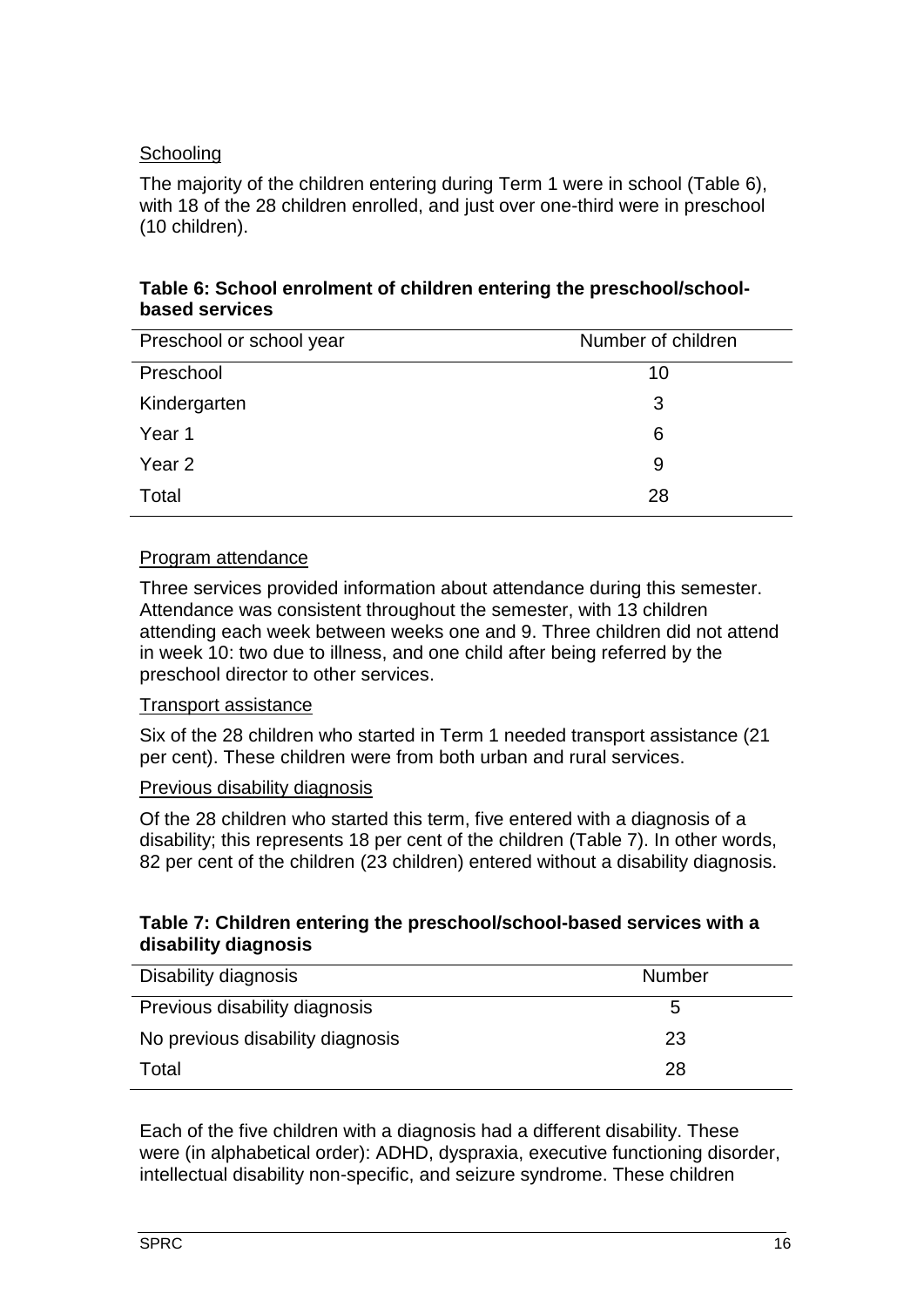### Schooling

The majority of the children entering during Term 1 were in school (Table 6), with 18 of the 28 children enrolled, and just over one-third were in preschool (10 children).

**Table 6: School enrolment of children entering the preschool/school-based services**

| Preschool or school year | Number of children |
|---|---|
| Preschool | 10 |
| Kindergarten | 3 |
| Year 1 | 6 |
| Year 2 | 9 |
| Total | 28 |

### Program attendance

Three services provided information about attendance during this semester. Attendance was consistent throughout the semester, with 13 children attending each week between weeks one and 9. Three children did not attend in week 10: two due to illness, and one child after being referred by the preschool director to other services.

### Transport assistance

Six of the 28 children who started in Term 1 needed transport assistance (21 per cent). These children were from both urban and rural services.

### Previous disability diagnosis

Of the 28 children who started this term, five entered with a diagnosis of a disability; this represents 18 per cent of the children (Table 7). In other words, 82 per cent of the children (23 children) entered without a disability diagnosis.

**Table 7: Children entering the preschool/school-based services with a disability diagnosis**

| Disability diagnosis | Number |
|---|---|
| Previous disability diagnosis | 5 |
| No previous disability diagnosis | 23 |
| Total | 28 |

Each of the five children with a diagnosis had a different disability. These were (in alphabetical order): ADHD, dyspraxia, executive functioning disorder, intellectual disability non-specific, and seizure syndrome. These children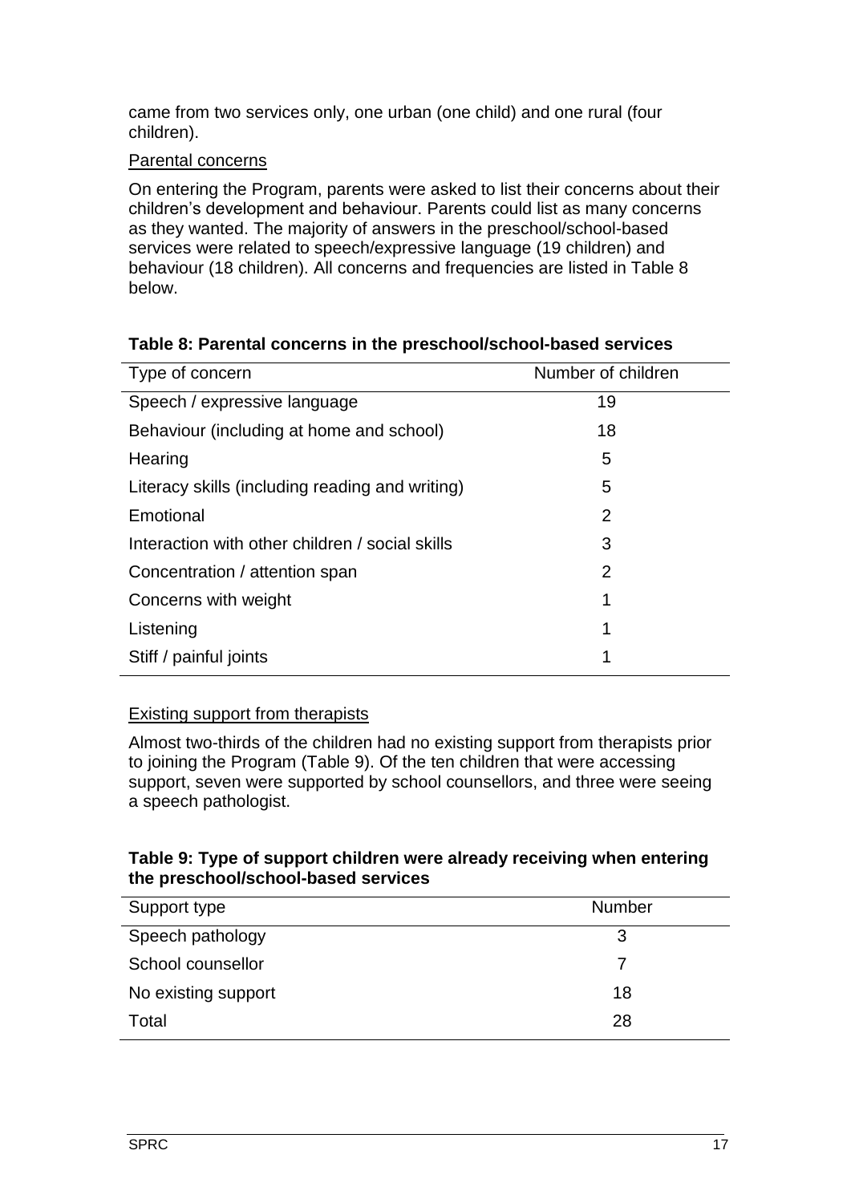came from two services only, one urban (one child) and one rural (four children).

Parental concerns

On entering the Program, parents were asked to list their concerns about their children's development and behaviour. Parents could list as many concerns as they wanted. The majority of answers in the preschool/school-based services were related to speech/expressive language (19 children) and behaviour (18 children). All concerns and frequencies are listed in Table 8 below.

**Table 8: Parental concerns in the preschool/school-based services**

| Type of concern | Number of children |
|---|---|
| Speech / expressive language | 19 |
| Behaviour (including at home and school) | 18 |
| Hearing | 5 |
| Literacy skills (including reading and writing) | 5 |
| Emotional | 2 |
| Interaction with other children / social skills | 3 |
| Concentration / attention span | 2 |
| Concerns with weight | 1 |
| Listening | 1 |
| Stiff / painful joints | 1 |

Existing support from therapists

Almost two-thirds of the children had no existing support from therapists prior to joining the Program (Table 9). Of the ten children that were accessing support, seven were supported by school counsellors, and three were seeing a speech pathologist.

**Table 9: Type of support children were already receiving when entering the preschool/school-based services**

| Support type | Number |
|---|---|
| Speech pathology | 3 |
| School counsellor | 7 |
| No existing support | 18 |
| Total | 28 |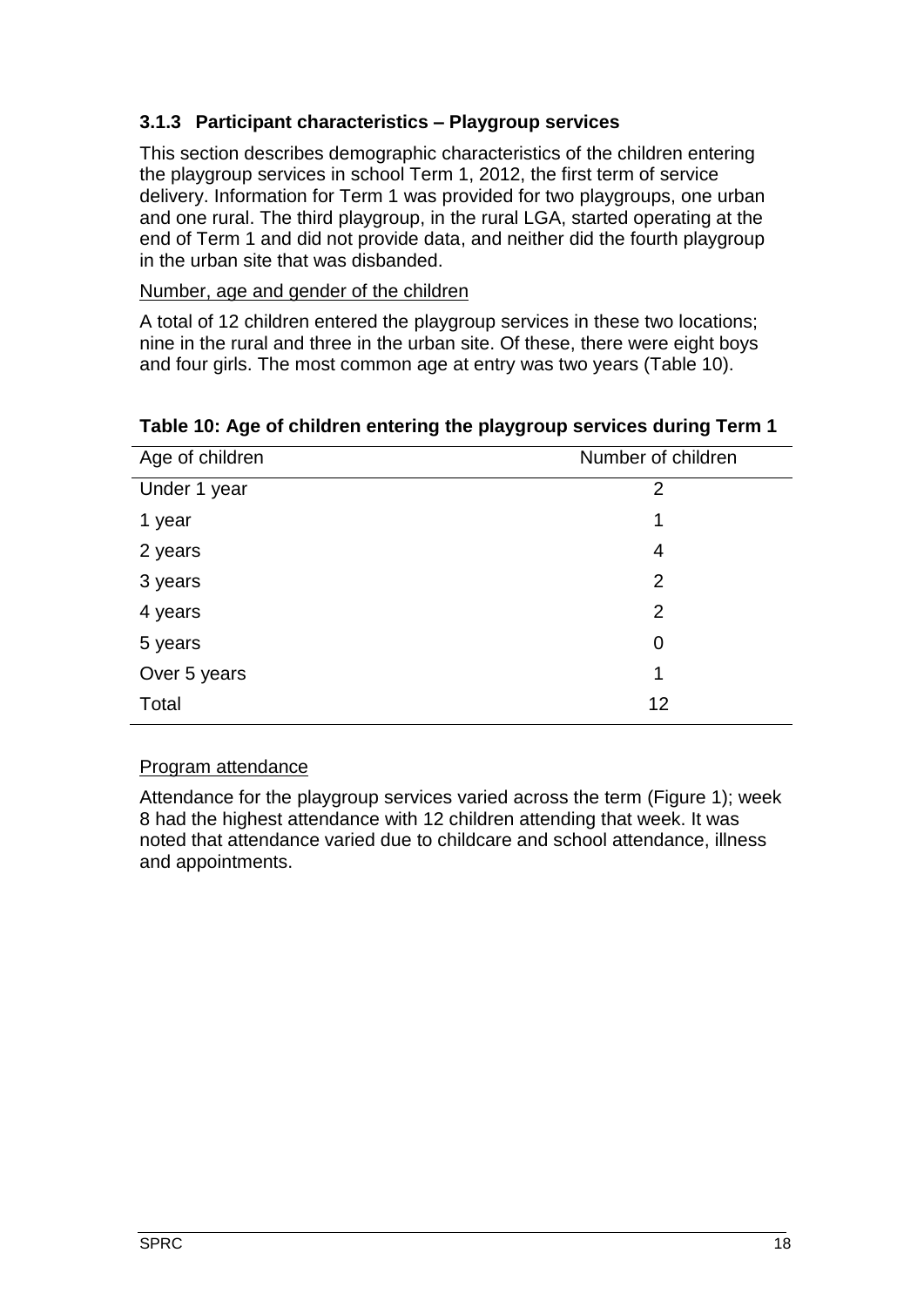### 3.1.3 Participant characteristics – Playgroup services

This section describes demographic characteristics of the children entering the playgroup services in school Term 1, 2012, the first term of service delivery. Information for Term 1 was provided for two playgroups, one urban and one rural. The third playgroup, in the rural LGA, started operating at the end of Term 1 and did not provide data, and neither did the fourth playgroup in the urban site that was disbanded.

Number, age and gender of the children

A total of 12 children entered the playgroup services in these two locations; nine in the rural and three in the urban site. Of these, there were eight boys and four girls. The most common age at entry was two years (Table 10).

**Table 10: Age of children entering the playgroup services during Term 1**

| Age of children | Number of children |
|---|---|
| Under 1 year | 2 |
| 1 year | 1 |
| 2 years | 4 |
| 3 years | 2 |
| 4 years | 2 |
| 5 years | 0 |
| Over 5 years | 1 |
| Total | 12 |

Program attendance

Attendance for the playgroup services varied across the term (Figure 1); week 8 had the highest attendance with 12 children attending that week. It was noted that attendance varied due to childcare and school attendance, illness and appointments.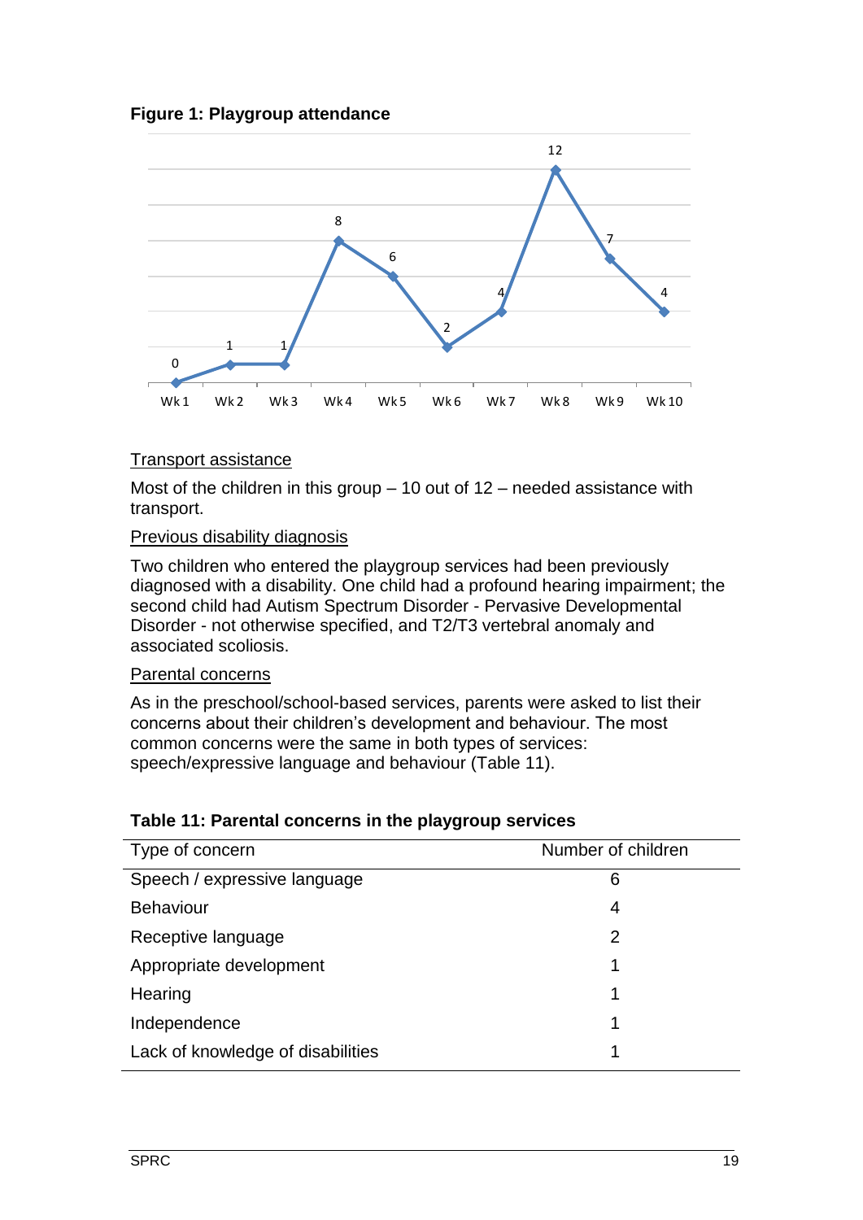**Figure 1: Playgroup attendance**

| Wk 1 | Wk 2 | Wk 3 | Wk 4 | Wk 5 | Wk 6 | Wk 7 | Wk 8 | Wk 9 | Wk 10 |
|---|---|---|---|---|---|---|---|---|---|
| 0 | 1 | 1 | 8 | 6 | 2 | 4 | 12 | 7 | 4 |

<u>Transport assistance</u>

Most of the children in this group – 10 out of 12 – needed assistance with transport.

<u>Previous disability diagnosis</u>

Two children who entered the playgroup services had been previously diagnosed with a disability. One child had a profound hearing impairment; the second child had Autism Spectrum Disorder - Pervasive Developmental Disorder - not otherwise specified, and T2/T3 vertebral anomaly and associated scoliosis.

<u>Parental concerns</u>

As in the preschool/school-based services, parents were asked to list their concerns about their children's development and behaviour. The most common concerns were the same in both types of services: speech/expressive language and behaviour (Table 11).

**Table 11: Parental concerns in the playgroup services**

| Type of concern | Number of children |
|---|---|
| Speech / expressive language | 6 |
| Behaviour | 4 |
| Receptive language | 2 |
| Appropriate development | 1 |
| Hearing | 1 |
| Independence | 1 |
| Lack of knowledge of disabilities | 1 |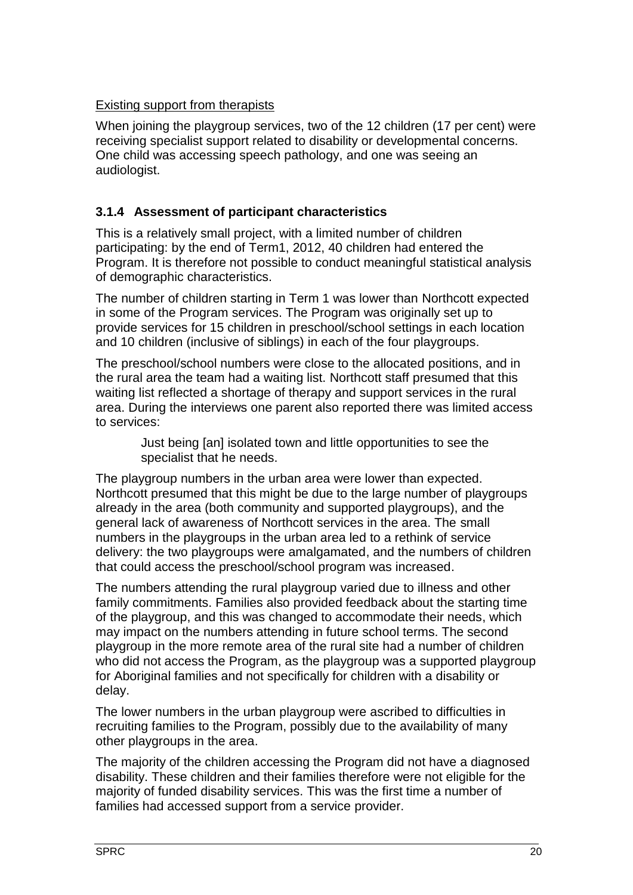Existing support from therapists

When joining the playgroup services, two of the 12 children (17 per cent) were receiving specialist support related to disability or developmental concerns. One child was accessing speech pathology, and one was seeing an audiologist.

### 3.1.4 Assessment of participant characteristics

This is a relatively small project, with a limited number of children participating: by the end of Term1, 2012, 40 children had entered the Program. It is therefore not possible to conduct meaningful statistical analysis of demographic characteristics.

The number of children starting in Term 1 was lower than Northcott expected in some of the Program services. The Program was originally set up to provide services for 15 children in preschool/school settings in each location and 10 children (inclusive of siblings) in each of the four playgroups.

The preschool/school numbers were close to the allocated positions, and in the rural area the team had a waiting list. Northcott staff presumed that this waiting list reflected a shortage of therapy and support services in the rural area. During the interviews one parent also reported there was limited access to services:

> Just being [an] isolated town and little opportunities to see the specialist that he needs.

The playgroup numbers in the urban area were lower than expected. Northcott presumed that this might be due to the large number of playgroups already in the area (both community and supported playgroups), and the general lack of awareness of Northcott services in the area. The small numbers in the playgroups in the urban area led to a rethink of service delivery: the two playgroups were amalgamated, and the numbers of children that could access the preschool/school program was increased.

The numbers attending the rural playgroup varied due to illness and other family commitments. Families also provided feedback about the starting time of the playgroup, and this was changed to accommodate their needs, which may impact on the numbers attending in future school terms. The second playgroup in the more remote area of the rural site had a number of children who did not access the Program, as the playgroup was a supported playgroup for Aboriginal families and not specifically for children with a disability or delay.

The lower numbers in the urban playgroup were ascribed to difficulties in recruiting families to the Program, possibly due to the availability of many other playgroups in the area.

The majority of the children accessing the Program did not have a diagnosed disability. These children and their families therefore were not eligible for the majority of funded disability services. This was the first time a number of families had accessed support from a service provider.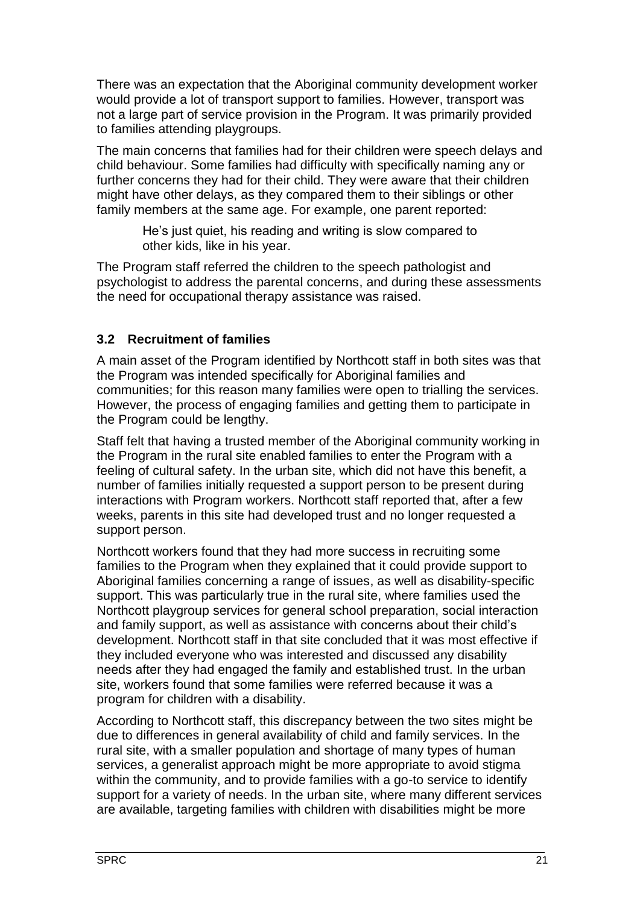There was an expectation that the Aboriginal community development worker would provide a lot of transport support to families. However, transport was not a large part of service provision in the Program. It was primarily provided to families attending playgroups.

The main concerns that families had for their children were speech delays and child behaviour. Some families had difficulty with specifically naming any or further concerns they had for their child. They were aware that their children might have other delays, as they compared them to their siblings or other family members at the same age. For example, one parent reported:

> He's just quiet, his reading and writing is slow compared to other kids, like in his year.

The Program staff referred the children to the speech pathologist and psychologist to address the parental concerns, and during these assessments the need for occupational therapy assistance was raised.

### 3.2 Recruitment of families

A main asset of the Program identified by Northcott staff in both sites was that the Program was intended specifically for Aboriginal families and communities; for this reason many families were open to trialling the services. However, the process of engaging families and getting them to participate in the Program could be lengthy.

Staff felt that having a trusted member of the Aboriginal community working in the Program in the rural site enabled families to enter the Program with a feeling of cultural safety. In the urban site, which did not have this benefit, a number of families initially requested a support person to be present during interactions with Program workers. Northcott staff reported that, after a few weeks, parents in this site had developed trust and no longer requested a support person.

Northcott workers found that they had more success in recruiting some families to the Program when they explained that it could provide support to Aboriginal families concerning a range of issues, as well as disability-specific support. This was particularly true in the rural site, where families used the Northcott playgroup services for general school preparation, social interaction and family support, as well as assistance with concerns about their child's development. Northcott staff in that site concluded that it was most effective if they included everyone who was interested and discussed any disability needs after they had engaged the family and established trust. In the urban site, workers found that some families were referred because it was a program for children with a disability.

According to Northcott staff, this discrepancy between the two sites might be due to differences in general availability of child and family services. In the rural site, with a smaller population and shortage of many types of human services, a generalist approach might be more appropriate to avoid stigma within the community, and to provide families with a go-to service to identify support for a variety of needs. In the urban site, where many different services are available, targeting families with children with disabilities might be more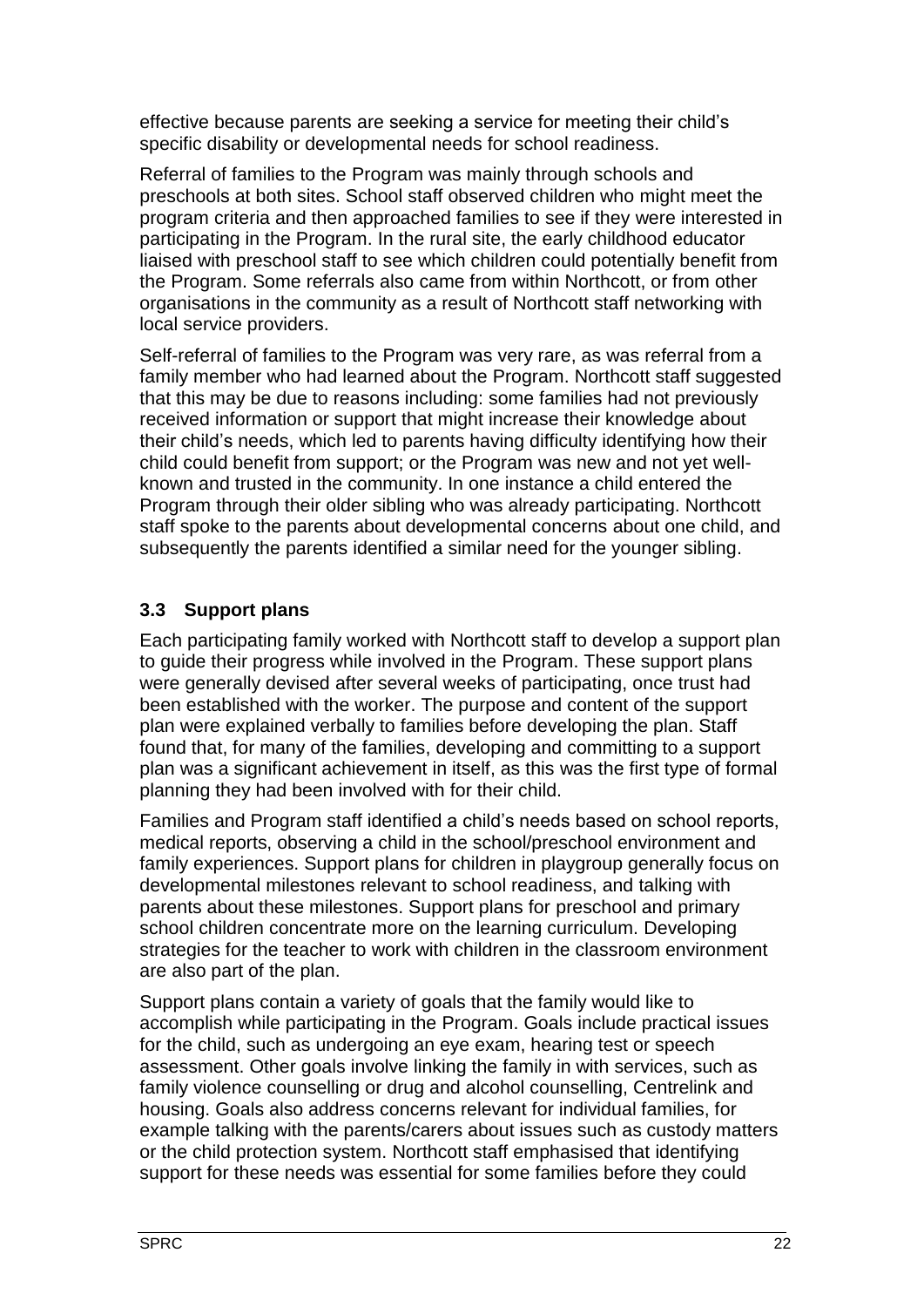effective because parents are seeking a service for meeting their child's specific disability or developmental needs for school readiness.

Referral of families to the Program was mainly through schools and preschools at both sites. School staff observed children who might meet the program criteria and then approached families to see if they were interested in participating in the Program. In the rural site, the early childhood educator liaised with preschool staff to see which children could potentially benefit from the Program. Some referrals also came from within Northcott, or from other organisations in the community as a result of Northcott staff networking with local service providers.

Self-referral of families to the Program was very rare, as was referral from a family member who had learned about the Program. Northcott staff suggested that this may be due to reasons including: some families had not previously received information or support that might increase their knowledge about their child's needs, which led to parents having difficulty identifying how their child could benefit from support; or the Program was new and not yet well-known and trusted in the community. In one instance a child entered the Program through their older sibling who was already participating. Northcott staff spoke to the parents about developmental concerns about one child, and subsequently the parents identified a similar need for the younger sibling.

### 3.3 Support plans

Each participating family worked with Northcott staff to develop a support plan to guide their progress while involved in the Program. These support plans were generally devised after several weeks of participating, once trust had been established with the worker. The purpose and content of the support plan were explained verbally to families before developing the plan. Staff found that, for many of the families, developing and committing to a support plan was a significant achievement in itself, as this was the first type of formal planning they had been involved with for their child.

Families and Program staff identified a child's needs based on school reports, medical reports, observing a child in the school/preschool environment and family experiences. Support plans for children in playgroup generally focus on developmental milestones relevant to school readiness, and talking with parents about these milestones. Support plans for preschool and primary school children concentrate more on the learning curriculum. Developing strategies for the teacher to work with children in the classroom environment are also part of the plan.

Support plans contain a variety of goals that the family would like to accomplish while participating in the Program. Goals include practical issues for the child, such as undergoing an eye exam, hearing test or speech assessment. Other goals involve linking the family in with services, such as family violence counselling or drug and alcohol counselling, Centrelink and housing. Goals also address concerns relevant for individual families, for example talking with the parents/carers about issues such as custody matters or the child protection system. Northcott staff emphasised that identifying support for these needs was essential for some families before they could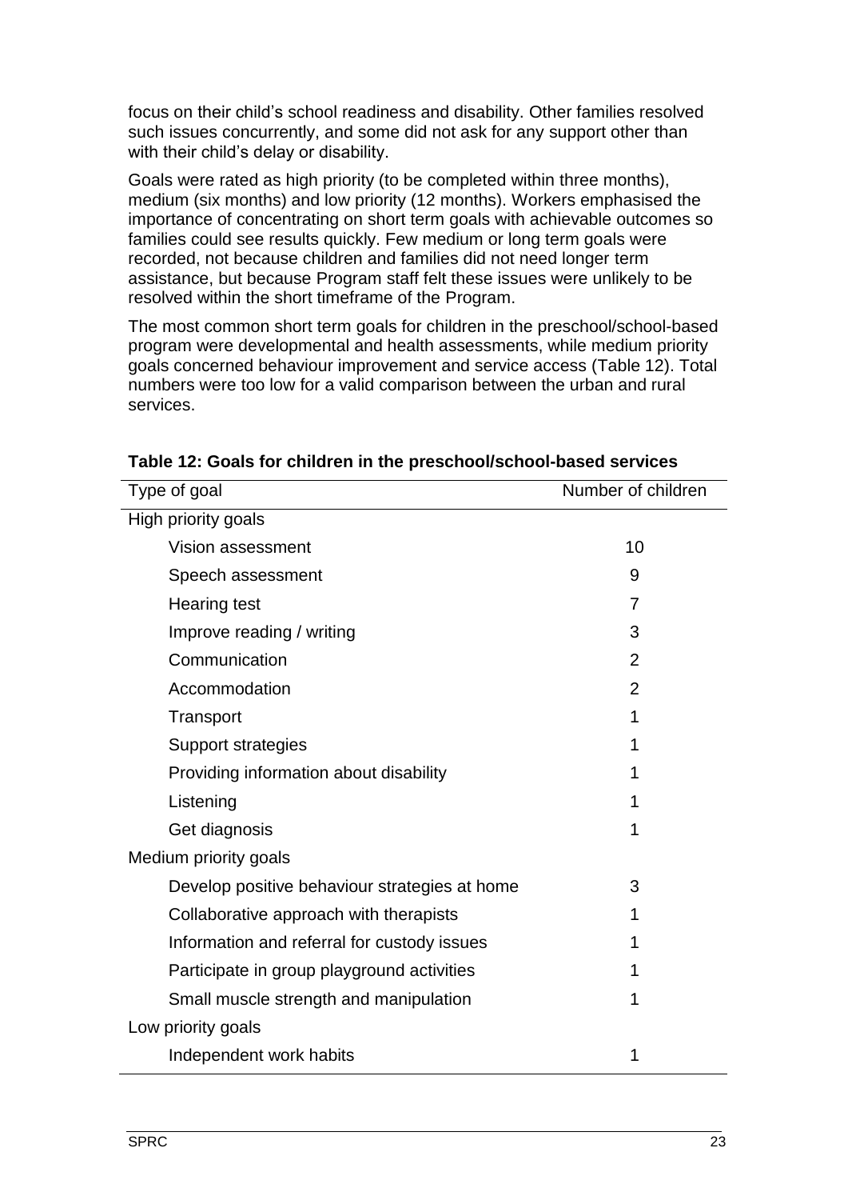focus on their child's school readiness and disability. Other families resolved such issues concurrently, and some did not ask for any support other than with their child's delay or disability.

Goals were rated as high priority (to be completed within three months), medium (six months) and low priority (12 months). Workers emphasised the importance of concentrating on short term goals with achievable outcomes so families could see results quickly. Few medium or long term goals were recorded, not because children and families did not need longer term assistance, but because Program staff felt these issues were unlikely to be resolved within the short timeframe of the Program.

The most common short term goals for children in the preschool/school-based program were developmental and health assessments, while medium priority goals concerned behaviour improvement and service access (Table 12). Total numbers were too low for a valid comparison between the urban and rural services.

**Table 12: Goals for children in the preschool/school-based services**

| Type of goal | Number of children |
|---|---|
| High priority goals | |
| Vision assessment | 10 |
| Speech assessment | 9 |
| Hearing test | 7 |
| Improve reading / writing | 3 |
| Communication | 2 |
| Accommodation | 2 |
| Transport | 1 |
| Support strategies | 1 |
| Providing information about disability | 1 |
| Listening | 1 |
| Get diagnosis | 1 |
| Medium priority goals | |
| Develop positive behaviour strategies at home | 3 |
| Collaborative approach with therapists | 1 |
| Information and referral for custody issues | 1 |
| Participate in group playground activities | 1 |
| Small muscle strength and manipulation | 1 |
| Low priority goals | |
| Independent work habits | 1 |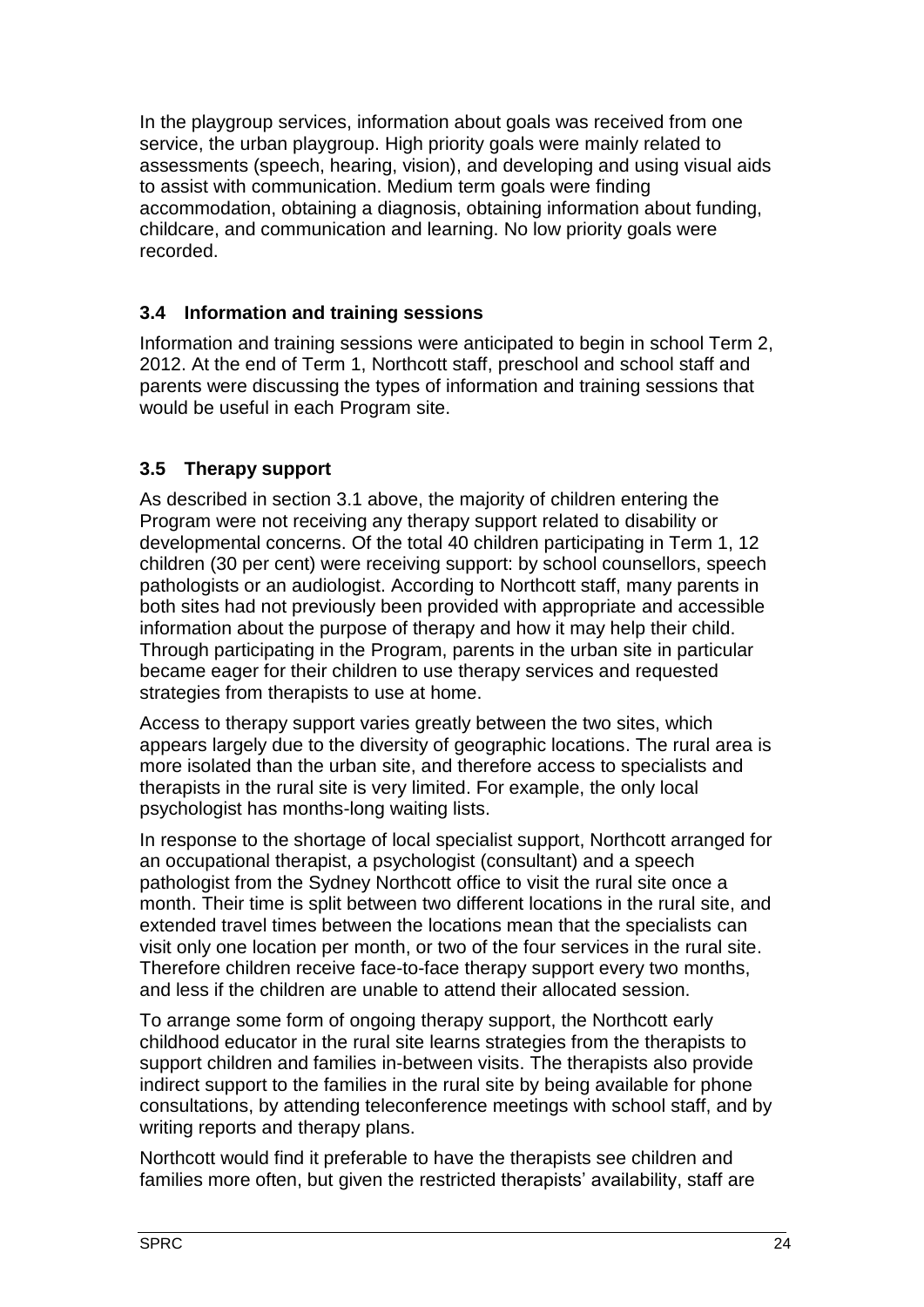In the playgroup services, information about goals was received from one service, the urban playgroup. High priority goals were mainly related to assessments (speech, hearing, vision), and developing and using visual aids to assist with communication. Medium term goals were finding accommodation, obtaining a diagnosis, obtaining information about funding, childcare, and communication and learning. No low priority goals were recorded.

### 3.4 Information and training sessions

Information and training sessions were anticipated to begin in school Term 2, 2012. At the end of Term 1, Northcott staff, preschool and school staff and parents were discussing the types of information and training sessions that would be useful in each Program site.

### 3.5 Therapy support

As described in section 3.1 above, the majority of children entering the Program were not receiving any therapy support related to disability or developmental concerns. Of the total 40 children participating in Term 1, 12 children (30 per cent) were receiving support: by school counsellors, speech pathologists or an audiologist. According to Northcott staff, many parents in both sites had not previously been provided with appropriate and accessible information about the purpose of therapy and how it may help their child. Through participating in the Program, parents in the urban site in particular became eager for their children to use therapy services and requested strategies from therapists to use at home.

Access to therapy support varies greatly between the two sites, which appears largely due to the diversity of geographic locations. The rural area is more isolated than the urban site, and therefore access to specialists and therapists in the rural site is very limited. For example, the only local psychologist has months-long waiting lists.

In response to the shortage of local specialist support, Northcott arranged for an occupational therapist, a psychologist (consultant) and a speech pathologist from the Sydney Northcott office to visit the rural site once a month. Their time is split between two different locations in the rural site, and extended travel times between the locations mean that the specialists can visit only one location per month, or two of the four services in the rural site. Therefore children receive face-to-face therapy support every two months, and less if the children are unable to attend their allocated session.

To arrange some form of ongoing therapy support, the Northcott early childhood educator in the rural site learns strategies from the therapists to support children and families in-between visits. The therapists also provide indirect support to the families in the rural site by being available for phone consultations, by attending teleconference meetings with school staff, and by writing reports and therapy plans.

Northcott would find it preferable to have the therapists see children and families more often, but given the restricted therapists' availability, staff are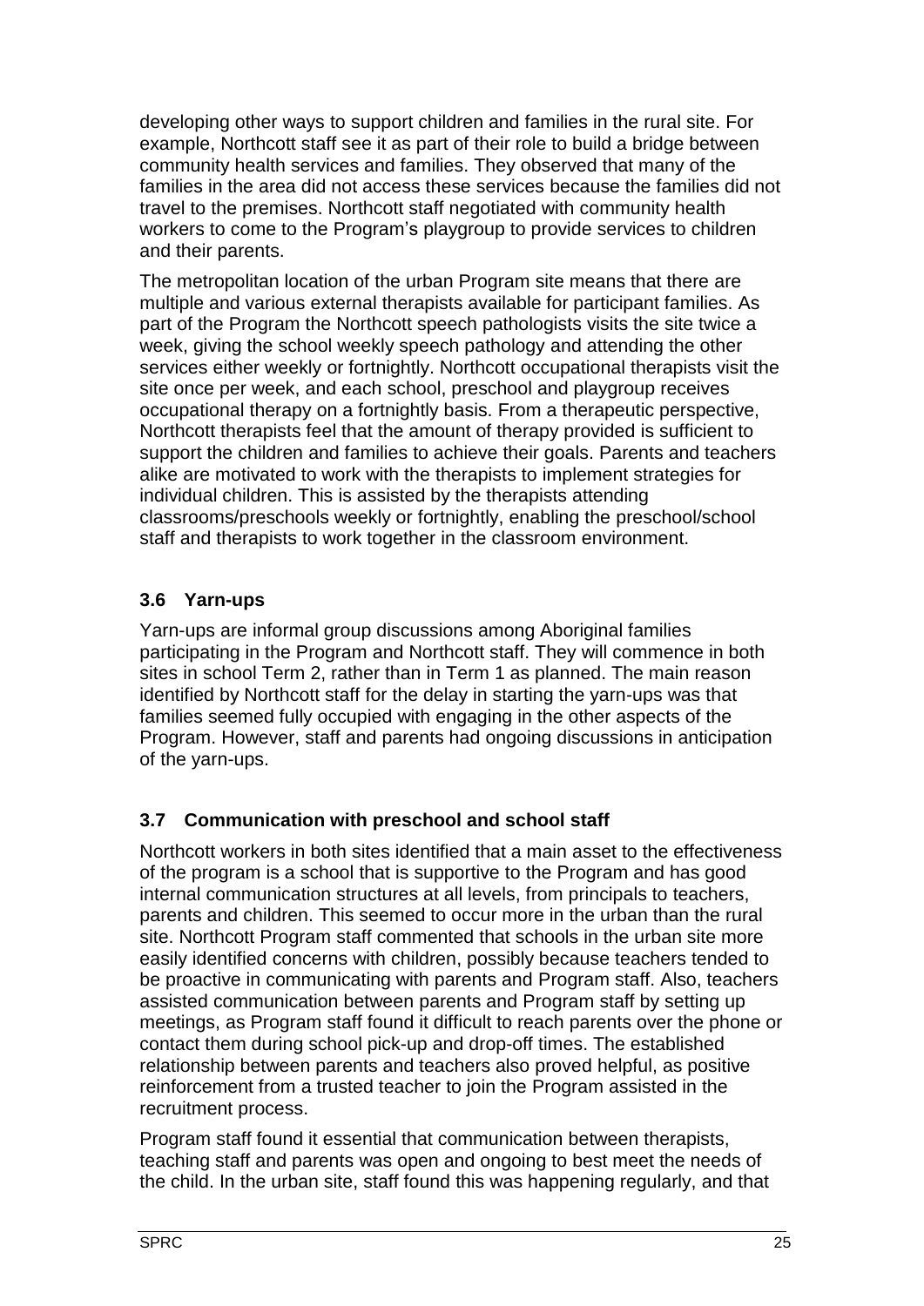developing other ways to support children and families in the rural site. For example, Northcott staff see it as part of their role to build a bridge between community health services and families. They observed that many of the families in the area did not access these services because the families did not travel to the premises. Northcott staff negotiated with community health workers to come to the Program's playgroup to provide services to children and their parents.

The metropolitan location of the urban Program site means that there are multiple and various external therapists available for participant families. As part of the Program the Northcott speech pathologists visits the site twice a week, giving the school weekly speech pathology and attending the other services either weekly or fortnightly. Northcott occupational therapists visit the site once per week, and each school, preschool and playgroup receives occupational therapy on a fortnightly basis. From a therapeutic perspective, Northcott therapists feel that the amount of therapy provided is sufficient to support the children and families to achieve their goals. Parents and teachers alike are motivated to work with the therapists to implement strategies for individual children. This is assisted by the therapists attending classrooms/preschools weekly or fortnightly, enabling the preschool/school staff and therapists to work together in the classroom environment.

### 3.6 Yarn-ups

Yarn-ups are informal group discussions among Aboriginal families participating in the Program and Northcott staff. They will commence in both sites in school Term 2, rather than in Term 1 as planned. The main reason identified by Northcott staff for the delay in starting the yarn-ups was that families seemed fully occupied with engaging in the other aspects of the Program. However, staff and parents had ongoing discussions in anticipation of the yarn-ups.

### 3.7 Communication with preschool and school staff

Northcott workers in both sites identified that a main asset to the effectiveness of the program is a school that is supportive to the Program and has good internal communication structures at all levels, from principals to teachers, parents and children. This seemed to occur more in the urban than the rural site. Northcott Program staff commented that schools in the urban site more easily identified concerns with children, possibly because teachers tended to be proactive in communicating with parents and Program staff. Also, teachers assisted communication between parents and Program staff by setting up meetings, as Program staff found it difficult to reach parents over the phone or contact them during school pick-up and drop-off times. The established relationship between parents and teachers also proved helpful, as positive reinforcement from a trusted teacher to join the Program assisted in the recruitment process.

Program staff found it essential that communication between therapists, teaching staff and parents was open and ongoing to best meet the needs of the child. In the urban site, staff found this was happening regularly, and that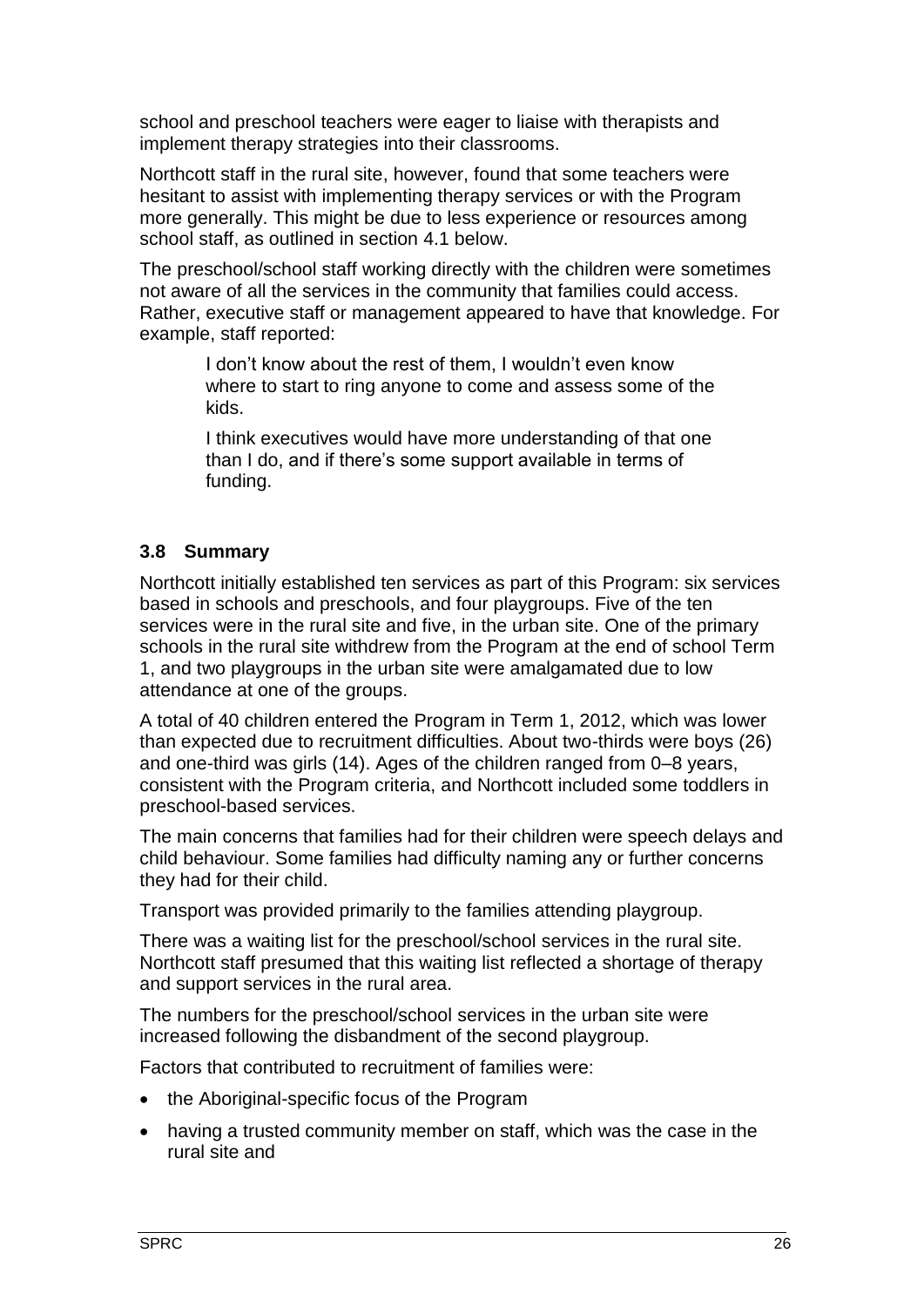school and preschool teachers were eager to liaise with therapists and implement therapy strategies into their classrooms.

Northcott staff in the rural site, however, found that some teachers were hesitant to assist with implementing therapy services or with the Program more generally. This might be due to less experience or resources among school staff, as outlined in section 4.1 below.

The preschool/school staff working directly with the children were sometimes not aware of all the services in the community that families could access. Rather, executive staff or management appeared to have that knowledge. For example, staff reported:

> I don't know about the rest of them, I wouldn't even know where to start to ring anyone to come and assess some of the kids.
>
> I think executives would have more understanding of that one than I do, and if there's some support available in terms of funding.

### 3.8 Summary

Northcott initially established ten services as part of this Program: six services based in schools and preschools, and four playgroups. Five of the ten services were in the rural site and five, in the urban site. One of the primary schools in the rural site withdrew from the Program at the end of school Term 1, and two playgroups in the urban site were amalgamated due to low attendance at one of the groups.

A total of 40 children entered the Program in Term 1, 2012, which was lower than expected due to recruitment difficulties. About two-thirds were boys (26) and one-third was girls (14). Ages of the children ranged from 0–8 years, consistent with the Program criteria, and Northcott included some toddlers in preschool-based services.

The main concerns that families had for their children were speech delays and child behaviour. Some families had difficulty naming any or further concerns they had for their child.

Transport was provided primarily to the families attending playgroup.

There was a waiting list for the preschool/school services in the rural site. Northcott staff presumed that this waiting list reflected a shortage of therapy and support services in the rural area.

The numbers for the preschool/school services in the urban site were increased following the disbandment of the second playgroup.

Factors that contributed to recruitment of families were:

- the Aboriginal-specific focus of the Program
- having a trusted community member on staff, which was the case in the rural site and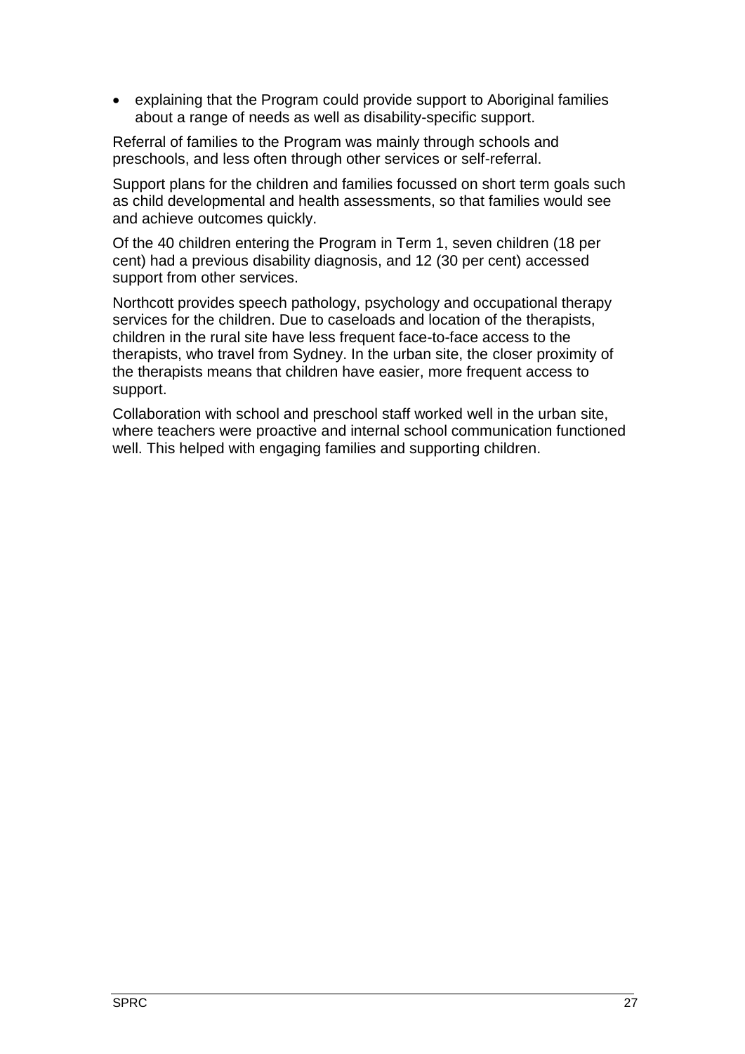- explaining that the Program could provide support to Aboriginal families about a range of needs as well as disability-specific support.

Referral of families to the Program was mainly through schools and preschools, and less often through other services or self-referral.

Support plans for the children and families focussed on short term goals such as child developmental and health assessments, so that families would see and achieve outcomes quickly.

Of the 40 children entering the Program in Term 1, seven children (18 per cent) had a previous disability diagnosis, and 12 (30 per cent) accessed support from other services.

Northcott provides speech pathology, psychology and occupational therapy services for the children. Due to caseloads and location of the therapists, children in the rural site have less frequent face-to-face access to the therapists, who travel from Sydney. In the urban site, the closer proximity of the therapists means that children have easier, more frequent access to support.

Collaboration with school and preschool staff worked well in the urban site, where teachers were proactive and internal school communication functioned well. This helped with engaging families and supporting children.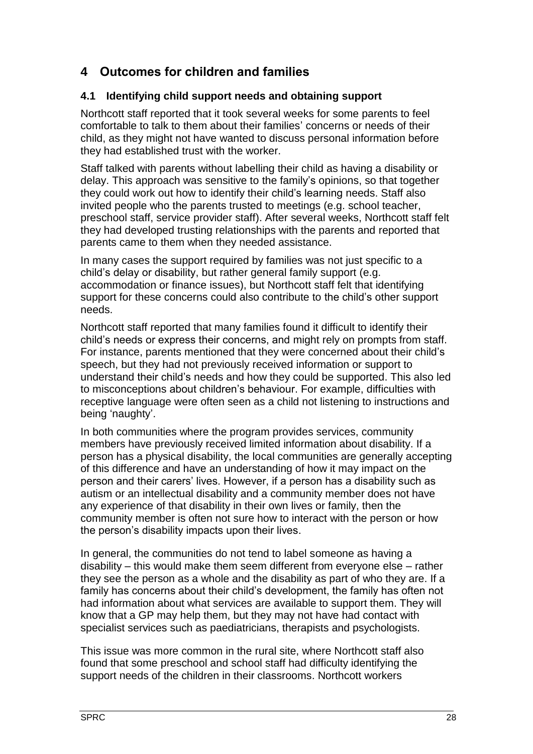# 4 Outcomes for children and families

## 4.1 Identifying child support needs and obtaining support

Northcott staff reported that it took several weeks for some parents to feel comfortable to talk to them about their families' concerns or needs of their child, as they might not have wanted to discuss personal information before they had established trust with the worker.

Staff talked with parents without labelling their child as having a disability or delay. This approach was sensitive to the family's opinions, so that together they could work out how to identify their child's learning needs. Staff also invited people who the parents trusted to meetings (e.g. school teacher, preschool staff, service provider staff). After several weeks, Northcott staff felt they had developed trusting relationships with the parents and reported that parents came to them when they needed assistance.

In many cases the support required by families was not just specific to a child's delay or disability, but rather general family support (e.g. accommodation or finance issues), but Northcott staff felt that identifying support for these concerns could also contribute to the child's other support needs.

Northcott staff reported that many families found it difficult to identify their child's needs or express their concerns, and might rely on prompts from staff. For instance, parents mentioned that they were concerned about their child's speech, but they had not previously received information or support to understand their child's needs and how they could be supported. This also led to misconceptions about children's behaviour. For example, difficulties with receptive language were often seen as a child not listening to instructions and being 'naughty'.

In both communities where the program provides services, community members have previously received limited information about disability. If a person has a physical disability, the local communities are generally accepting of this difference and have an understanding of how it may impact on the person and their carers' lives. However, if a person has a disability such as autism or an intellectual disability and a community member does not have any experience of that disability in their own lives or family, then the community member is often not sure how to interact with the person or how the person's disability impacts upon their lives.

In general, the communities do not tend to label someone as having a disability – this would make them seem different from everyone else – rather they see the person as a whole and the disability as part of who they are. If a family has concerns about their child's development, the family has often not had information about what services are available to support them. They will know that a GP may help them, but they may not have had contact with specialist services such as paediatricians, therapists and psychologists.

This issue was more common in the rural site, where Northcott staff also found that some preschool and school staff had difficulty identifying the support needs of the children in their classrooms. Northcott workers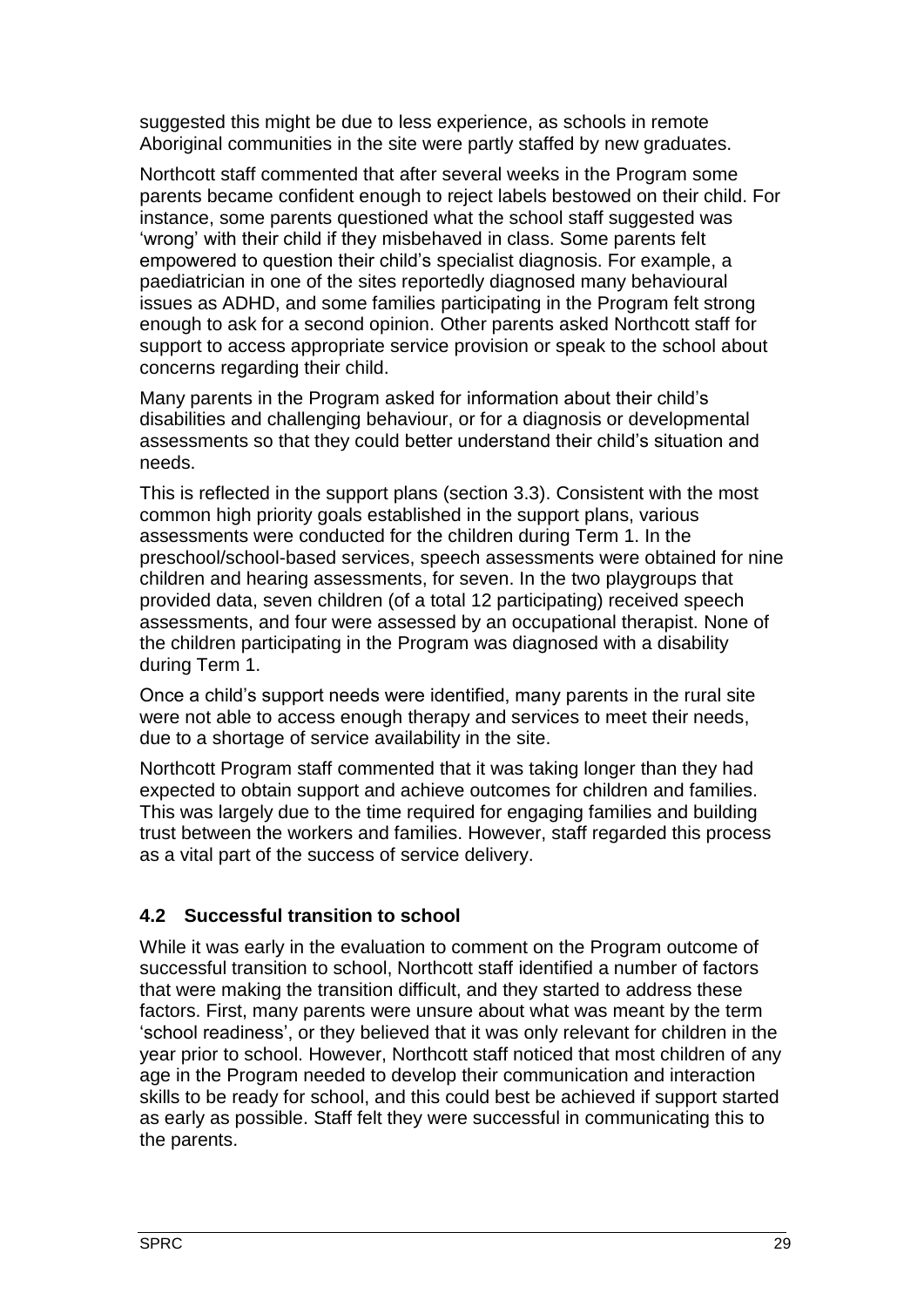suggested this might be due to less experience, as schools in remote Aboriginal communities in the site were partly staffed by new graduates.

Northcott staff commented that after several weeks in the Program some parents became confident enough to reject labels bestowed on their child. For instance, some parents questioned what the school staff suggested was 'wrong' with their child if they misbehaved in class. Some parents felt empowered to question their child's specialist diagnosis. For example, a paediatrician in one of the sites reportedly diagnosed many behavioural issues as ADHD, and some families participating in the Program felt strong enough to ask for a second opinion. Other parents asked Northcott staff for support to access appropriate service provision or speak to the school about concerns regarding their child.

Many parents in the Program asked for information about their child's disabilities and challenging behaviour, or for a diagnosis or developmental assessments so that they could better understand their child's situation and needs.

This is reflected in the support plans (section 3.3). Consistent with the most common high priority goals established in the support plans, various assessments were conducted for the children during Term 1. In the preschool/school-based services, speech assessments were obtained for nine children and hearing assessments, for seven. In the two playgroups that provided data, seven children (of a total 12 participating) received speech assessments, and four were assessed by an occupational therapist. None of the children participating in the Program was diagnosed with a disability during Term 1.

Once a child's support needs were identified, many parents in the rural site were not able to access enough therapy and services to meet their needs, due to a shortage of service availability in the site.

Northcott Program staff commented that it was taking longer than they had expected to obtain support and achieve outcomes for children and families. This was largely due to the time required for engaging families and building trust between the workers and families. However, staff regarded this process as a vital part of the success of service delivery.

## 4.2 Successful transition to school

While it was early in the evaluation to comment on the Program outcome of successful transition to school, Northcott staff identified a number of factors that were making the transition difficult, and they started to address these factors. First, many parents were unsure about what was meant by the term 'school readiness', or they believed that it was only relevant for children in the year prior to school. However, Northcott staff noticed that most children of any age in the Program needed to develop their communication and interaction skills to be ready for school, and this could best be achieved if support started as early as possible. Staff felt they were successful in communicating this to the parents.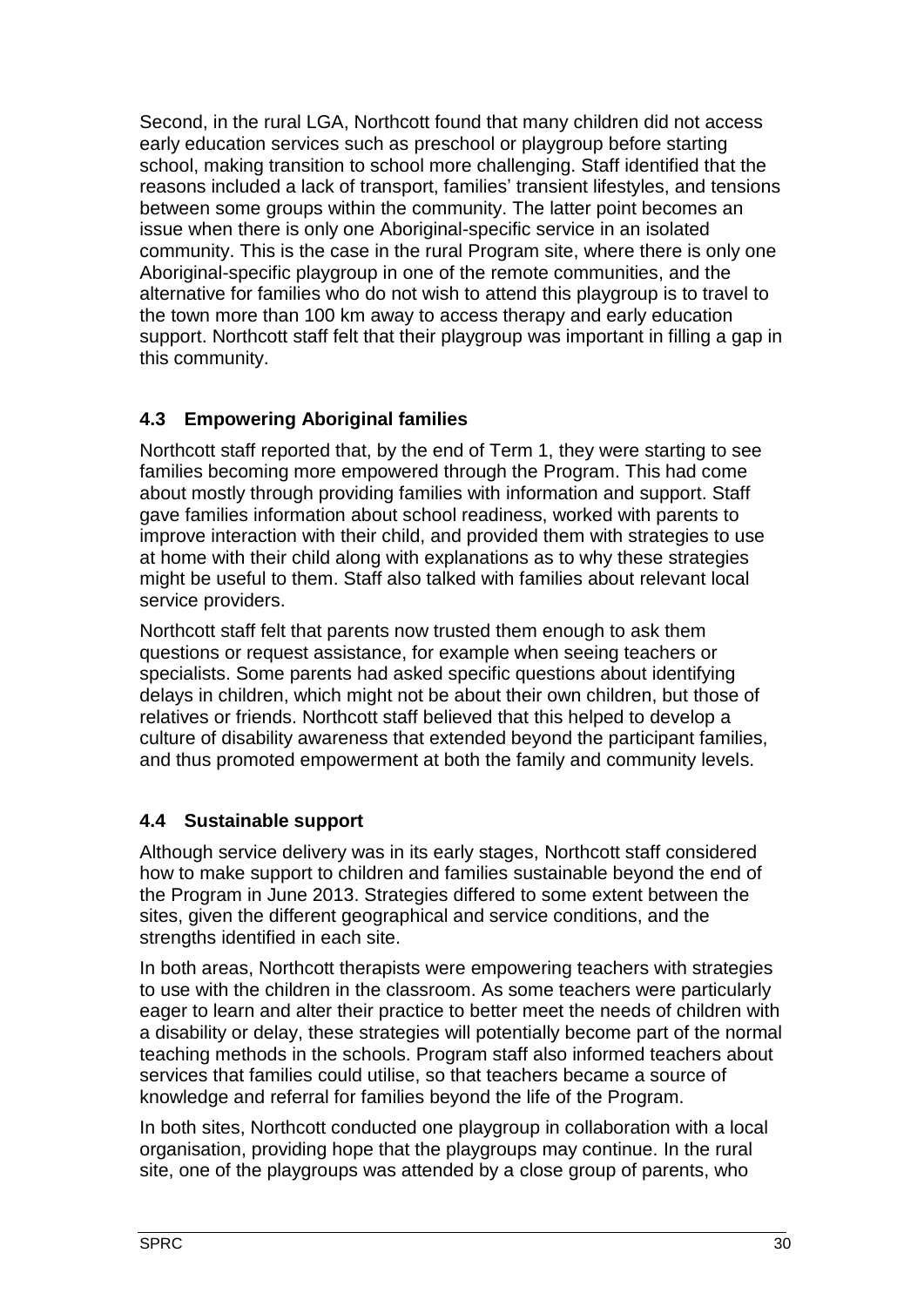Second, in the rural LGA, Northcott found that many children did not access early education services such as preschool or playgroup before starting school, making transition to school more challenging. Staff identified that the reasons included a lack of transport, families' transient lifestyles, and tensions between some groups within the community. The latter point becomes an issue when there is only one Aboriginal-specific service in an isolated community. This is the case in the rural Program site, where there is only one Aboriginal-specific playgroup in one of the remote communities, and the alternative for families who do not wish to attend this playgroup is to travel to the town more than 100 km away to access therapy and early education support. Northcott staff felt that their playgroup was important in filling a gap in this community.

### 4.3 Empowering Aboriginal families

Northcott staff reported that, by the end of Term 1, they were starting to see families becoming more empowered through the Program. This had come about mostly through providing families with information and support. Staff gave families information about school readiness, worked with parents to improve interaction with their child, and provided them with strategies to use at home with their child along with explanations as to why these strategies might be useful to them. Staff also talked with families about relevant local service providers.

Northcott staff felt that parents now trusted them enough to ask them questions or request assistance, for example when seeing teachers or specialists. Some parents had asked specific questions about identifying delays in children, which might not be about their own children, but those of relatives or friends. Northcott staff believed that this helped to develop a culture of disability awareness that extended beyond the participant families, and thus promoted empowerment at both the family and community levels.

### 4.4 Sustainable support

Although service delivery was in its early stages, Northcott staff considered how to make support to children and families sustainable beyond the end of the Program in June 2013. Strategies differed to some extent between the sites, given the different geographical and service conditions, and the strengths identified in each site.

In both areas, Northcott therapists were empowering teachers with strategies to use with the children in the classroom. As some teachers were particularly eager to learn and alter their practice to better meet the needs of children with a disability or delay, these strategies will potentially become part of the normal teaching methods in the schools. Program staff also informed teachers about services that families could utilise, so that teachers became a source of knowledge and referral for families beyond the life of the Program.

In both sites, Northcott conducted one playgroup in collaboration with a local organisation, providing hope that the playgroups may continue. In the rural site, one of the playgroups was attended by a close group of parents, who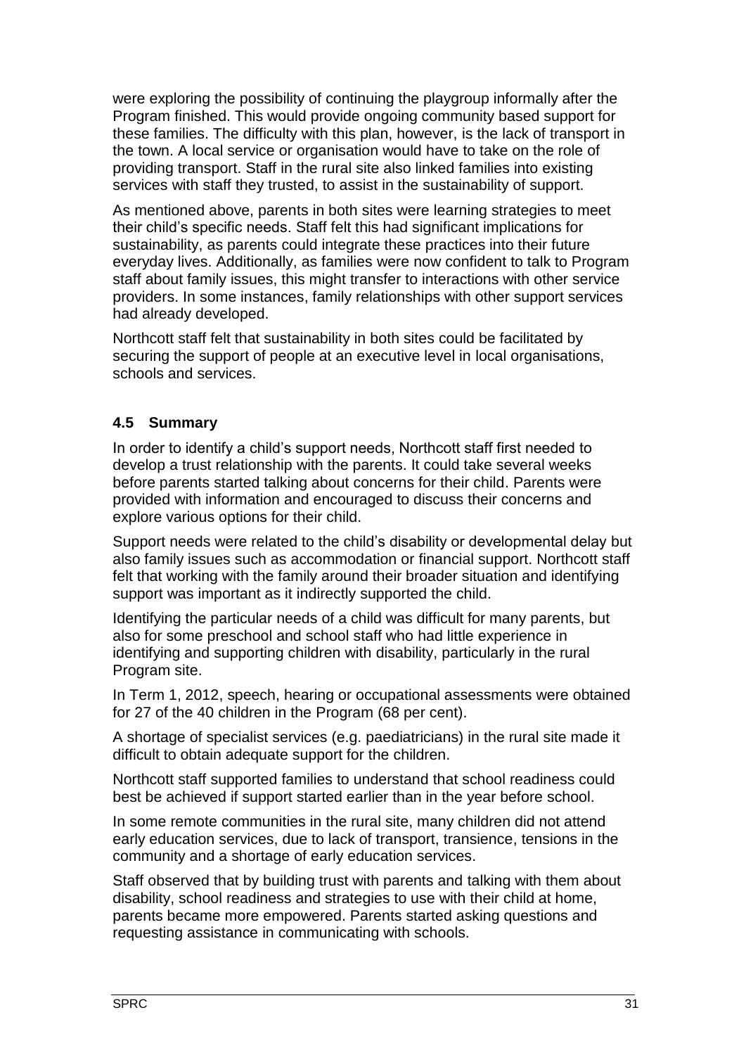were exploring the possibility of continuing the playgroup informally after the Program finished. This would provide ongoing community based support for these families. The difficulty with this plan, however, is the lack of transport in the town. A local service or organisation would have to take on the role of providing transport. Staff in the rural site also linked families into existing services with staff they trusted, to assist in the sustainability of support.

As mentioned above, parents in both sites were learning strategies to meet their child's specific needs. Staff felt this had significant implications for sustainability, as parents could integrate these practices into their future everyday lives. Additionally, as families were now confident to talk to Program staff about family issues, this might transfer to interactions with other service providers. In some instances, family relationships with other support services had already developed.

Northcott staff felt that sustainability in both sites could be facilitated by securing the support of people at an executive level in local organisations, schools and services.

### 4.5 Summary

In order to identify a child's support needs, Northcott staff first needed to develop a trust relationship with the parents. It could take several weeks before parents started talking about concerns for their child. Parents were provided with information and encouraged to discuss their concerns and explore various options for their child.

Support needs were related to the child's disability or developmental delay but also family issues such as accommodation or financial support. Northcott staff felt that working with the family around their broader situation and identifying support was important as it indirectly supported the child.

Identifying the particular needs of a child was difficult for many parents, but also for some preschool and school staff who had little experience in identifying and supporting children with disability, particularly in the rural Program site.

In Term 1, 2012, speech, hearing or occupational assessments were obtained for 27 of the 40 children in the Program (68 per cent).

A shortage of specialist services (e.g. paediatricians) in the rural site made it difficult to obtain adequate support for the children.

Northcott staff supported families to understand that school readiness could best be achieved if support started earlier than in the year before school.

In some remote communities in the rural site, many children did not attend early education services, due to lack of transport, transience, tensions in the community and a shortage of early education services.

Staff observed that by building trust with parents and talking with them about disability, school readiness and strategies to use with their child at home, parents became more empowered. Parents started asking questions and requesting assistance in communicating with schools.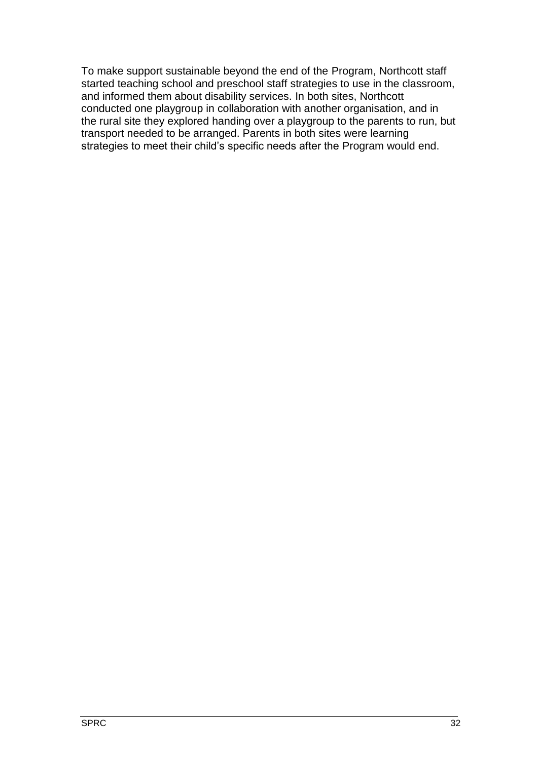To make support sustainable beyond the end of the Program, Northcott staff started teaching school and preschool staff strategies to use in the classroom, and informed them about disability services. In both sites, Northcott conducted one playgroup in collaboration with another organisation, and in the rural site they explored handing over a playgroup to the parents to run, but transport needed to be arranged. Parents in both sites were learning strategies to meet their child's specific needs after the Program would end.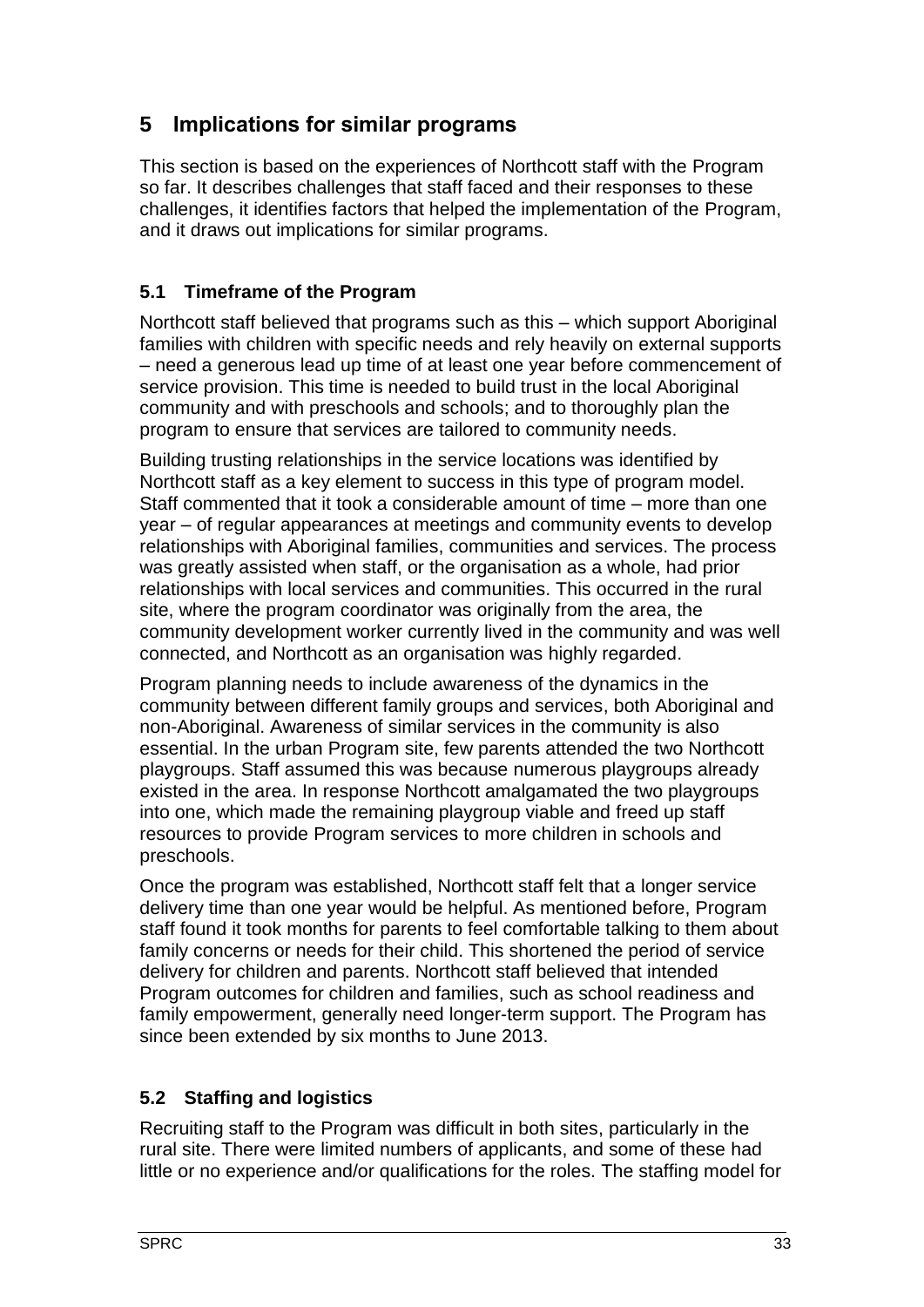## 5 Implications for similar programs

This section is based on the experiences of Northcott staff with the Program so far. It describes challenges that staff faced and their responses to these challenges, it identifies factors that helped the implementation of the Program, and it draws out implications for similar programs.

### 5.1 Timeframe of the Program

Northcott staff believed that programs such as this – which support Aboriginal families with children with specific needs and rely heavily on external supports – need a generous lead up time of at least one year before commencement of service provision. This time is needed to build trust in the local Aboriginal community and with preschools and schools; and to thoroughly plan the program to ensure that services are tailored to community needs.

Building trusting relationships in the service locations was identified by Northcott staff as a key element to success in this type of program model. Staff commented that it took a considerable amount of time – more than one year – of regular appearances at meetings and community events to develop relationships with Aboriginal families, communities and services. The process was greatly assisted when staff, or the organisation as a whole, had prior relationships with local services and communities. This occurred in the rural site, where the program coordinator was originally from the area, the community development worker currently lived in the community and was well connected, and Northcott as an organisation was highly regarded.

Program planning needs to include awareness of the dynamics in the community between different family groups and services, both Aboriginal and non-Aboriginal. Awareness of similar services in the community is also essential. In the urban Program site, few parents attended the two Northcott playgroups. Staff assumed this was because numerous playgroups already existed in the area. In response Northcott amalgamated the two playgroups into one, which made the remaining playgroup viable and freed up staff resources to provide Program services to more children in schools and preschools.

Once the program was established, Northcott staff felt that a longer service delivery time than one year would be helpful. As mentioned before, Program staff found it took months for parents to feel comfortable talking to them about family concerns or needs for their child. This shortened the period of service delivery for children and parents. Northcott staff believed that intended Program outcomes for children and families, such as school readiness and family empowerment, generally need longer-term support. The Program has since been extended by six months to June 2013.

### 5.2 Staffing and logistics

Recruiting staff to the Program was difficult in both sites, particularly in the rural site. There were limited numbers of applicants, and some of these had little or no experience and/or qualifications for the roles. The staffing model for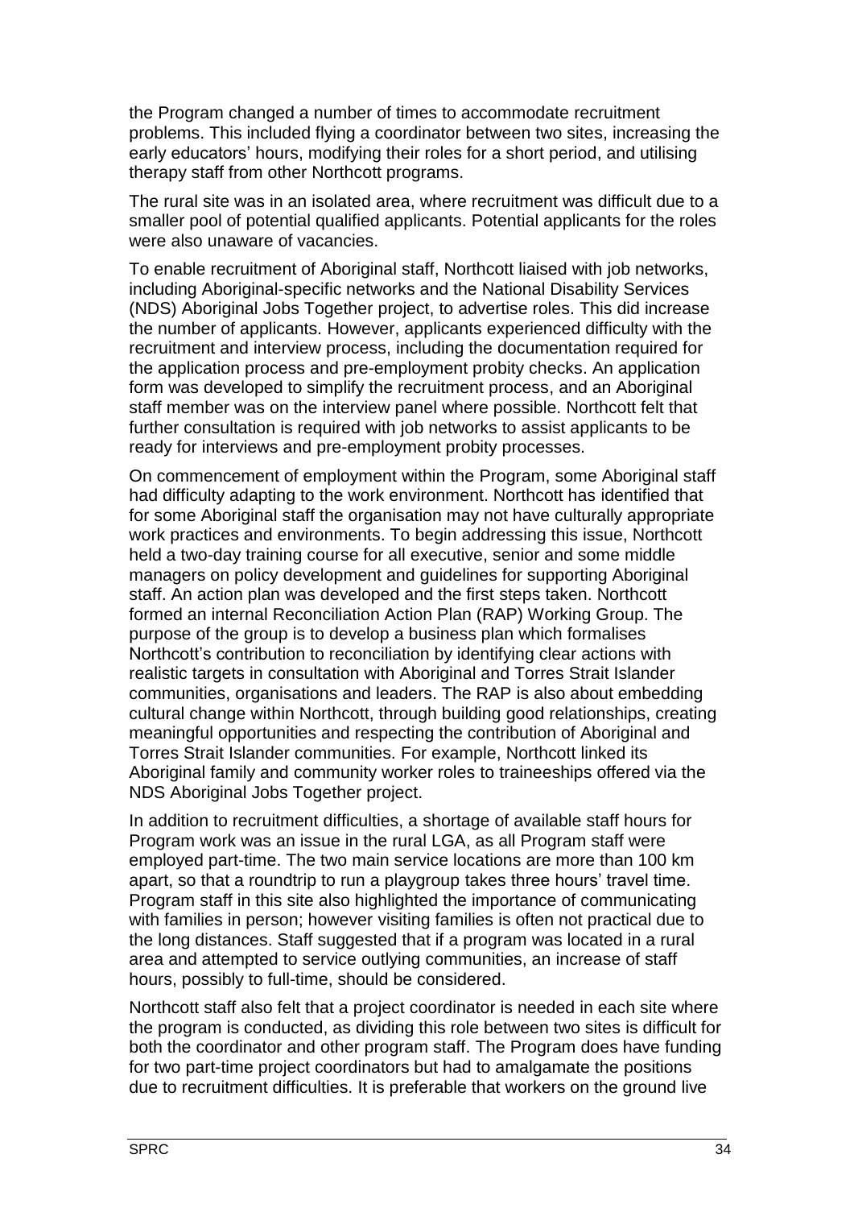the Program changed a number of times to accommodate recruitment problems. This included flying a coordinator between two sites, increasing the early educators' hours, modifying their roles for a short period, and utilising therapy staff from other Northcott programs.

The rural site was in an isolated area, where recruitment was difficult due to a smaller pool of potential qualified applicants. Potential applicants for the roles were also unaware of vacancies.

To enable recruitment of Aboriginal staff, Northcott liaised with job networks, including Aboriginal-specific networks and the National Disability Services (NDS) Aboriginal Jobs Together project, to advertise roles. This did increase the number of applicants. However, applicants experienced difficulty with the recruitment and interview process, including the documentation required for the application process and pre-employment probity checks. An application form was developed to simplify the recruitment process, and an Aboriginal staff member was on the interview panel where possible. Northcott felt that further consultation is required with job networks to assist applicants to be ready for interviews and pre-employment probity processes.

On commencement of employment within the Program, some Aboriginal staff had difficulty adapting to the work environment. Northcott has identified that for some Aboriginal staff the organisation may not have culturally appropriate work practices and environments. To begin addressing this issue, Northcott held a two-day training course for all executive, senior and some middle managers on policy development and guidelines for supporting Aboriginal staff. An action plan was developed and the first steps taken. Northcott formed an internal Reconciliation Action Plan (RAP) Working Group. The purpose of the group is to develop a business plan which formalises Northcott's contribution to reconciliation by identifying clear actions with realistic targets in consultation with Aboriginal and Torres Strait Islander communities, organisations and leaders. The RAP is also about embedding cultural change within Northcott, through building good relationships, creating meaningful opportunities and respecting the contribution of Aboriginal and Torres Strait Islander communities. For example, Northcott linked its Aboriginal family and community worker roles to traineeships offered via the NDS Aboriginal Jobs Together project.

In addition to recruitment difficulties, a shortage of available staff hours for Program work was an issue in the rural LGA, as all Program staff were employed part-time. The two main service locations are more than 100 km apart, so that a roundtrip to run a playgroup takes three hours' travel time. Program staff in this site also highlighted the importance of communicating with families in person; however visiting families is often not practical due to the long distances. Staff suggested that if a program was located in a rural area and attempted to service outlying communities, an increase of staff hours, possibly to full-time, should be considered.

Northcott staff also felt that a project coordinator is needed in each site where the program is conducted, as dividing this role between two sites is difficult for both the coordinator and other program staff. The Program does have funding for two part-time project coordinators but had to amalgamate the positions due to recruitment difficulties. It is preferable that workers on the ground live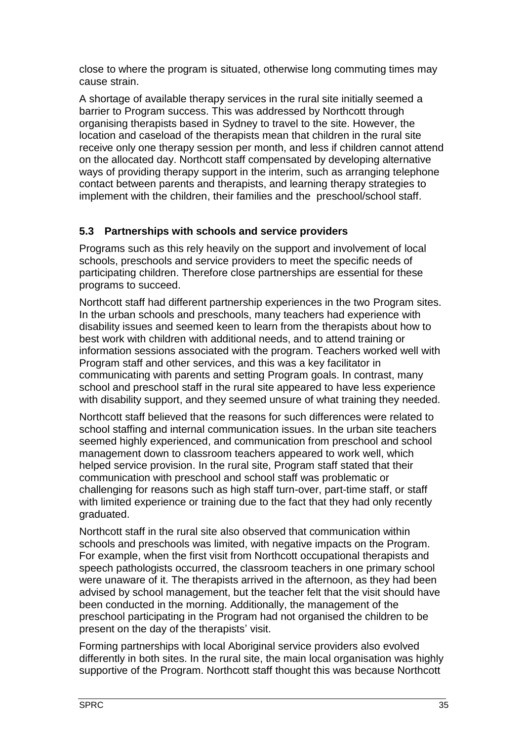close to where the program is situated, otherwise long commuting times may cause strain.

A shortage of available therapy services in the rural site initially seemed a barrier to Program success. This was addressed by Northcott through organising therapists based in Sydney to travel to the site. However, the location and caseload of the therapists mean that children in the rural site receive only one therapy session per month, and less if children cannot attend on the allocated day. Northcott staff compensated by developing alternative ways of providing therapy support in the interim, such as arranging telephone contact between parents and therapists, and learning therapy strategies to implement with the children, their families and the preschool/school staff.

### 5.3 Partnerships with schools and service providers

Programs such as this rely heavily on the support and involvement of local schools, preschools and service providers to meet the specific needs of participating children. Therefore close partnerships are essential for these programs to succeed.

Northcott staff had different partnership experiences in the two Program sites. In the urban schools and preschools, many teachers had experience with disability issues and seemed keen to learn from the therapists about how to best work with children with additional needs, and to attend training or information sessions associated with the program. Teachers worked well with Program staff and other services, and this was a key facilitator in communicating with parents and setting Program goals. In contrast, many school and preschool staff in the rural site appeared to have less experience with disability support, and they seemed unsure of what training they needed.

Northcott staff believed that the reasons for such differences were related to school staffing and internal communication issues. In the urban site teachers seemed highly experienced, and communication from preschool and school management down to classroom teachers appeared to work well, which helped service provision. In the rural site, Program staff stated that their communication with preschool and school staff was problematic or challenging for reasons such as high staff turn-over, part-time staff, or staff with limited experience or training due to the fact that they had only recently graduated.

Northcott staff in the rural site also observed that communication within schools and preschools was limited, with negative impacts on the Program. For example, when the first visit from Northcott occupational therapists and speech pathologists occurred, the classroom teachers in one primary school were unaware of it. The therapists arrived in the afternoon, as they had been advised by school management, but the teacher felt that the visit should have been conducted in the morning. Additionally, the management of the preschool participating in the Program had not organised the children to be present on the day of the therapists' visit.

Forming partnerships with local Aboriginal service providers also evolved differently in both sites. In the rural site, the main local organisation was highly supportive of the Program. Northcott staff thought this was because Northcott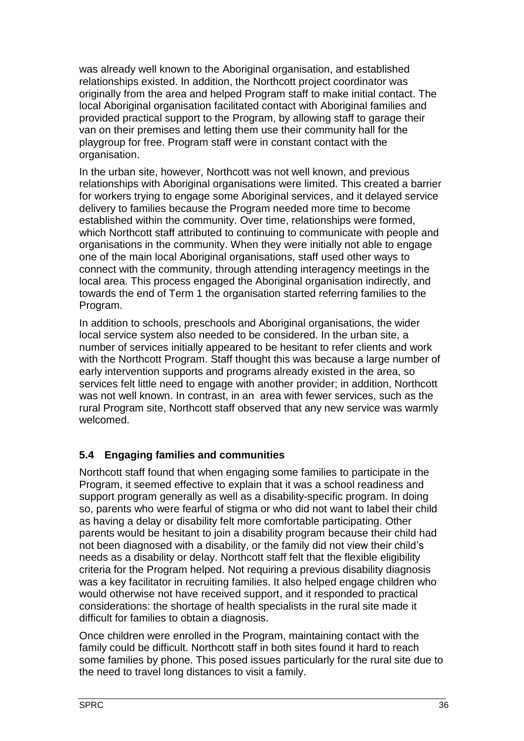was already well known to the Aboriginal organisation, and established relationships existed. In addition, the Northcott project coordinator was originally from the area and helped Program staff to make initial contact. The local Aboriginal organisation facilitated contact with Aboriginal families and provided practical support to the Program, by allowing staff to garage their van on their premises and letting them use their community hall for the playgroup for free. Program staff were in constant contact with the organisation.

In the urban site, however, Northcott was not well known, and previous relationships with Aboriginal organisations were limited. This created a barrier for workers trying to engage some Aboriginal services, and it delayed service delivery to families because the Program needed more time to become established within the community. Over time, relationships were formed, which Northcott staff attributed to continuing to communicate with people and organisations in the community. When they were initially not able to engage one of the main local Aboriginal organisations, staff used other ways to connect with the community, through attending interagency meetings in the local area. This process engaged the Aboriginal organisation indirectly, and towards the end of Term 1 the organisation started referring families to the Program.

In addition to schools, preschools and Aboriginal organisations, the wider local service system also needed to be considered. In the urban site, a number of services initially appeared to be hesitant to refer clients and work with the Northcott Program. Staff thought this was because a large number of early intervention supports and programs already existed in the area, so services felt little need to engage with another provider; in addition, Northcott was not well known. In contrast, in an area with fewer services, such as the rural Program site, Northcott staff observed that any new service was warmly welcomed.

### 5.4 Engaging families and communities

Northcott staff found that when engaging some families to participate in the Program, it seemed effective to explain that it was a school readiness and support program generally as well as a disability-specific program. In doing so, parents who were fearful of stigma or who did not want to label their child as having a delay or disability felt more comfortable participating. Other parents would be hesitant to join a disability program because their child had not been diagnosed with a disability, or the family did not view their child's needs as a disability or delay. Northcott staff felt that the flexible eligibility criteria for the Program helped. Not requiring a previous disability diagnosis was a key facilitator in recruiting families. It also helped engage children who would otherwise not have received support, and it responded to practical considerations: the shortage of health specialists in the rural site made it difficult for families to obtain a diagnosis.

Once children were enrolled in the Program, maintaining contact with the family could be difficult. Northcott staff in both sites found it hard to reach some families by phone. This posed issues particularly for the rural site due to the need to travel long distances to visit a family.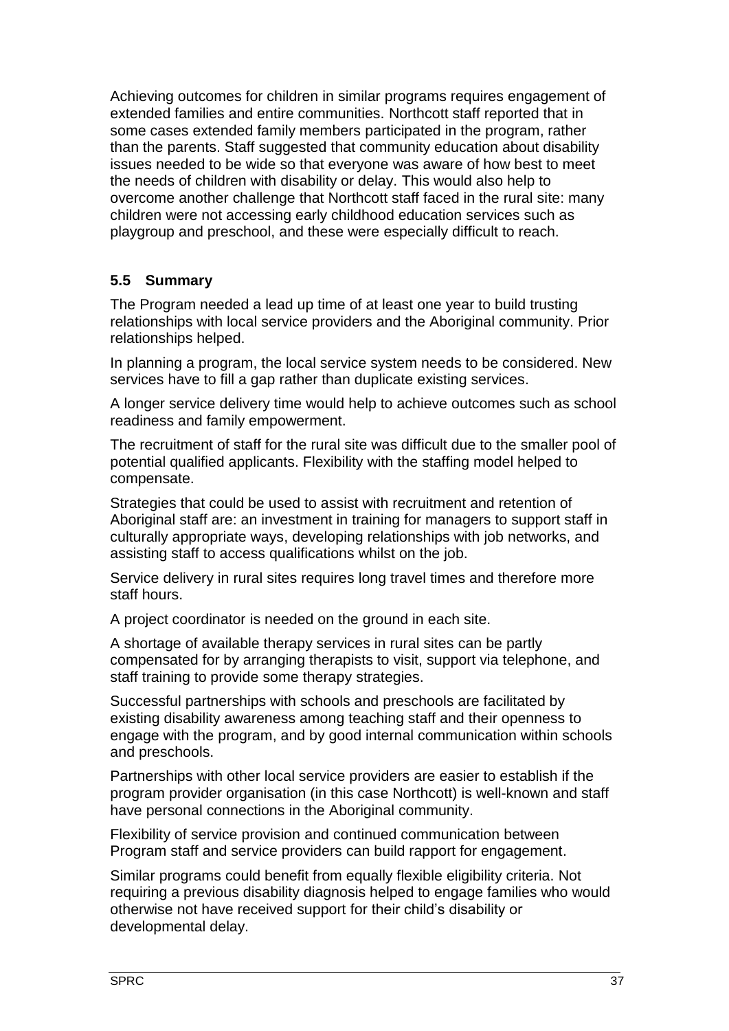Achieving outcomes for children in similar programs requires engagement of extended families and entire communities. Northcott staff reported that in some cases extended family members participated in the program, rather than the parents. Staff suggested that community education about disability issues needed to be wide so that everyone was aware of how best to meet the needs of children with disability or delay. This would also help to overcome another challenge that Northcott staff faced in the rural site: many children were not accessing early childhood education services such as playgroup and preschool, and these were especially difficult to reach.

### 5.5 Summary

The Program needed a lead up time of at least one year to build trusting relationships with local service providers and the Aboriginal community. Prior relationships helped.

In planning a program, the local service system needs to be considered. New services have to fill a gap rather than duplicate existing services.

A longer service delivery time would help to achieve outcomes such as school readiness and family empowerment.

The recruitment of staff for the rural site was difficult due to the smaller pool of potential qualified applicants. Flexibility with the staffing model helped to compensate.

Strategies that could be used to assist with recruitment and retention of Aboriginal staff are: an investment in training for managers to support staff in culturally appropriate ways, developing relationships with job networks, and assisting staff to access qualifications whilst on the job.

Service delivery in rural sites requires long travel times and therefore more staff hours.

A project coordinator is needed on the ground in each site.

A shortage of available therapy services in rural sites can be partly compensated for by arranging therapists to visit, support via telephone, and staff training to provide some therapy strategies.

Successful partnerships with schools and preschools are facilitated by existing disability awareness among teaching staff and their openness to engage with the program, and by good internal communication within schools and preschools.

Partnerships with other local service providers are easier to establish if the program provider organisation (in this case Northcott) is well-known and staff have personal connections in the Aboriginal community.

Flexibility of service provision and continued communication between Program staff and service providers can build rapport for engagement.

Similar programs could benefit from equally flexible eligibility criteria. Not requiring a previous disability diagnosis helped to engage families who would otherwise not have received support for their child's disability or developmental delay.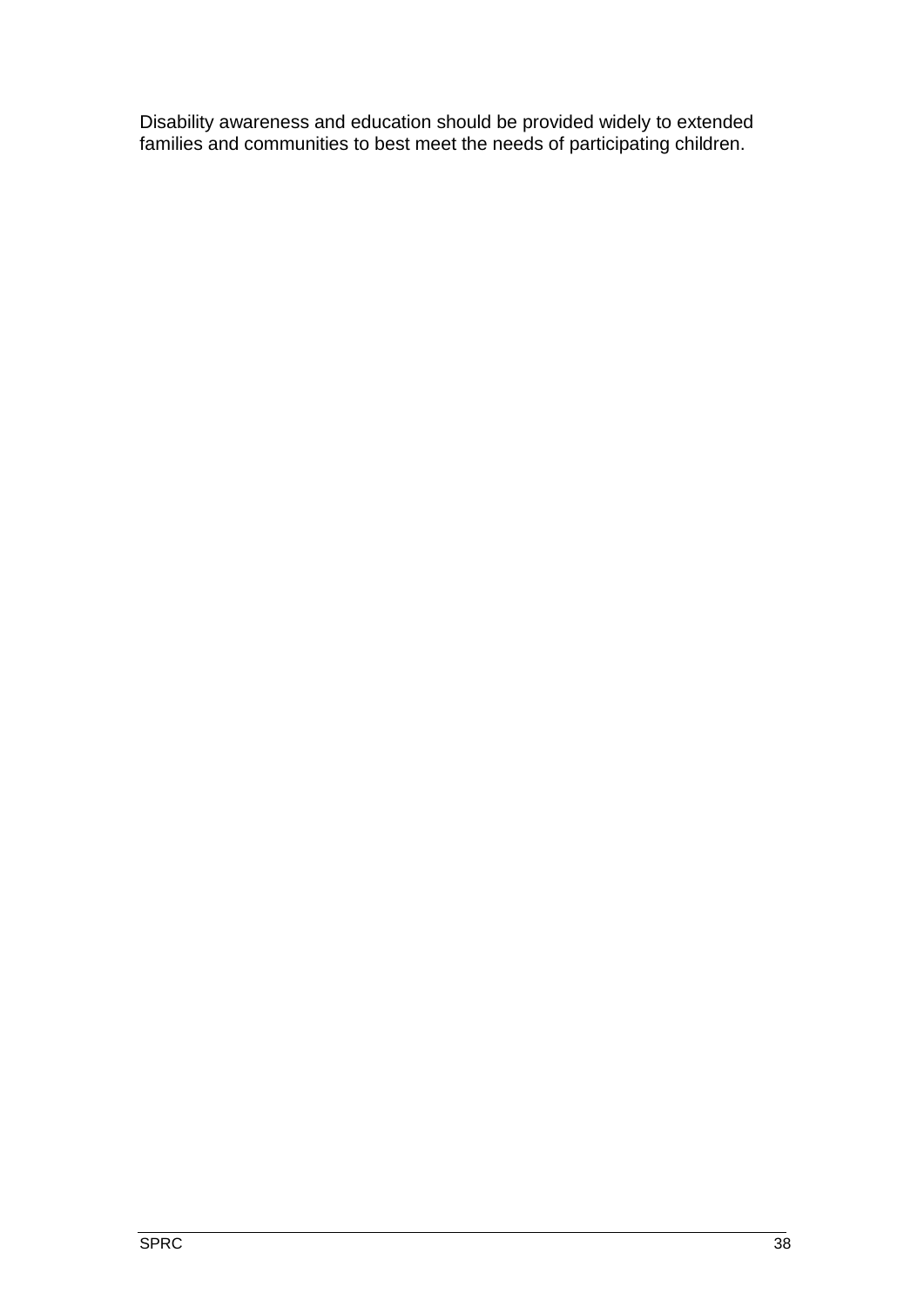Disability awareness and education should be provided widely to extended families and communities to best meet the needs of participating children.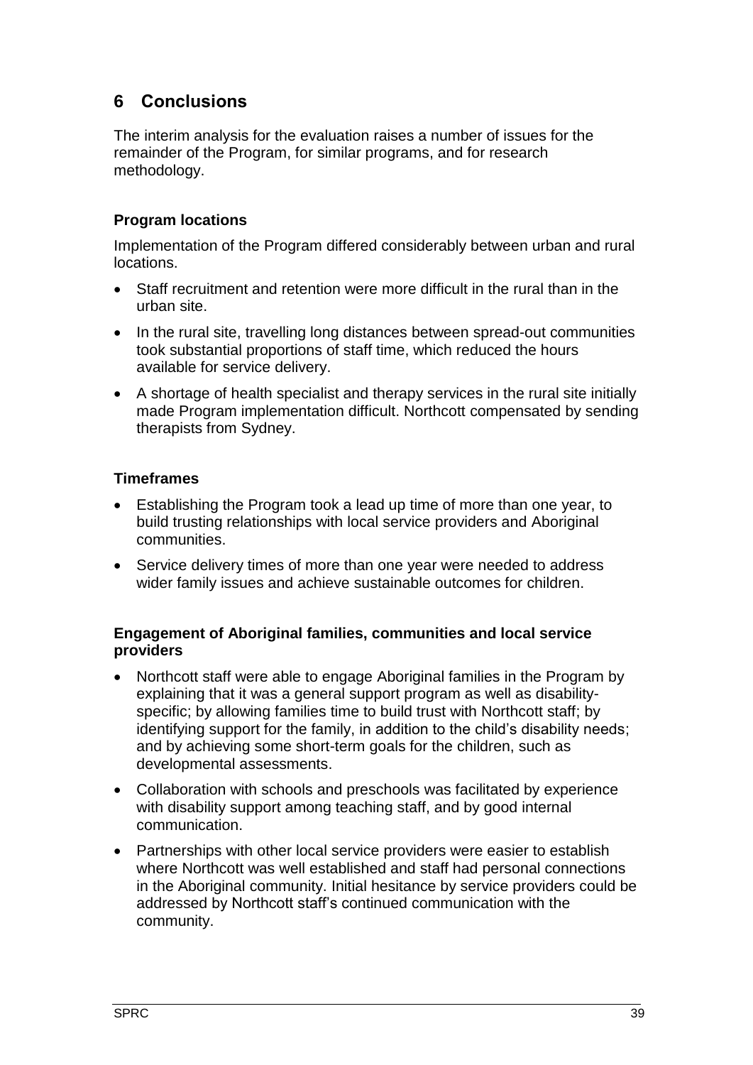# 6 Conclusions

The interim analysis for the evaluation raises a number of issues for the remainder of the Program, for similar programs, and for research methodology.

### Program locations

Implementation of the Program differed considerably between urban and rural locations.

- Staff recruitment and retention were more difficult in the rural than in the urban site.
- In the rural site, travelling long distances between spread-out communities took substantial proportions of staff time, which reduced the hours available for service delivery.
- A shortage of health specialist and therapy services in the rural site initially made Program implementation difficult. Northcott compensated by sending therapists from Sydney.

### Timeframes

- Establishing the Program took a lead up time of more than one year, to build trusting relationships with local service providers and Aboriginal communities.
- Service delivery times of more than one year were needed to address wider family issues and achieve sustainable outcomes for children.

### Engagement of Aboriginal families, communities and local service providers

- Northcott staff were able to engage Aboriginal families in the Program by explaining that it was a general support program as well as disability-specific; by allowing families time to build trust with Northcott staff; by identifying support for the family, in addition to the child's disability needs; and by achieving some short-term goals for the children, such as developmental assessments.
- Collaboration with schools and preschools was facilitated by experience with disability support among teaching staff, and by good internal communication.
- Partnerships with other local service providers were easier to establish where Northcott was well established and staff had personal connections in the Aboriginal community. Initial hesitance by service providers could be addressed by Northcott staff's continued communication with the community.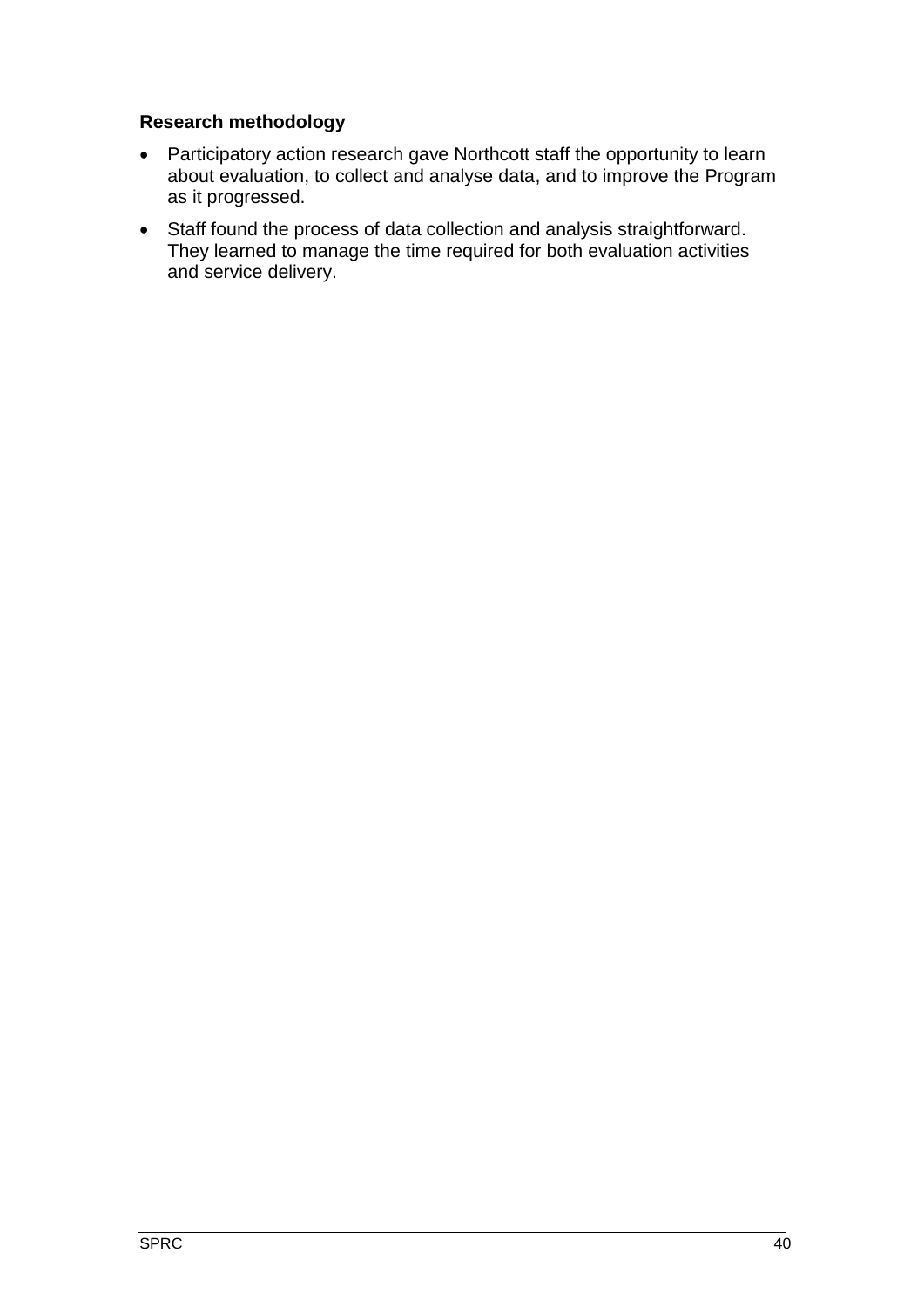**Research methodology**

- Participatory action research gave Northcott staff the opportunity to learn about evaluation, to collect and analyse data, and to improve the Program as it progressed.
- Staff found the process of data collection and analysis straightforward. They learned to manage the time required for both evaluation activities and service delivery.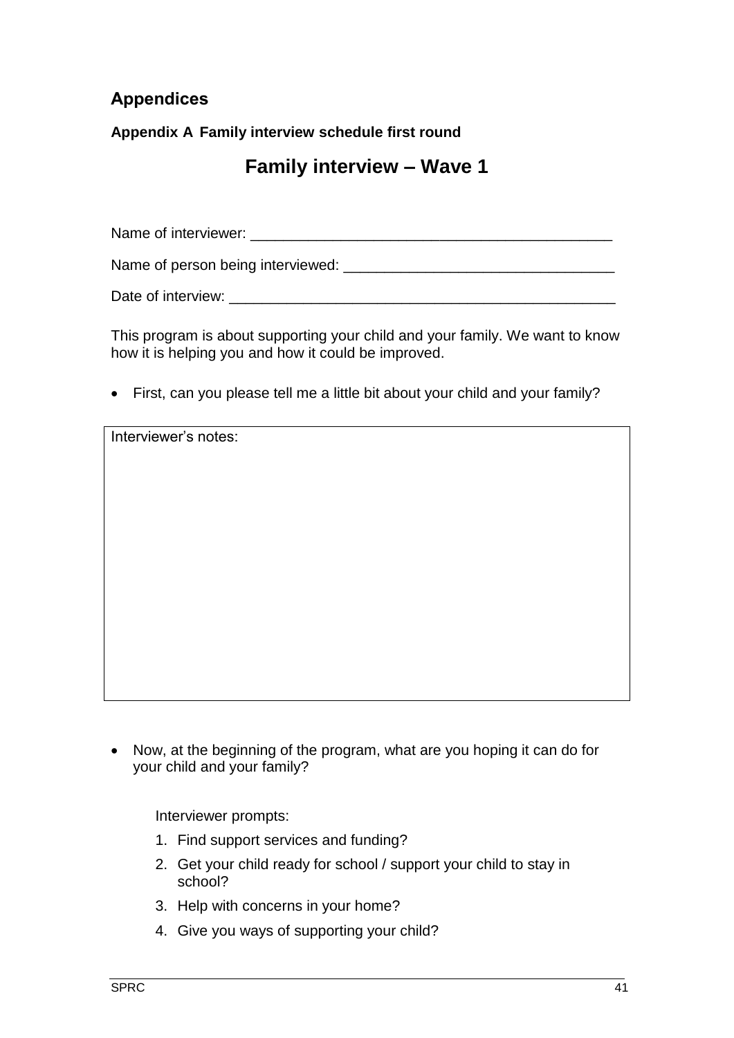## Appendices

### Appendix A Family interview schedule first round

# Family interview – Wave 1

Name of interviewer: _____________________________________________

Name of person being interviewed: _________________________________

Date of interview: _________________________________________________

This program is about supporting your child and your family. We want to know how it is helping you and how it could be improved.

- First, can you please tell me a little bit about your child and your family?

| Interviewer's notes: |
|---|
| |

- Now, at the beginning of the program, what are you hoping it can do for your child and your family?

Interviewer prompts:

1. Find support services and funding?
2. Get your child ready for school / support your child to stay in school?
3. Help with concerns in your home?
4. Give you ways of supporting your child?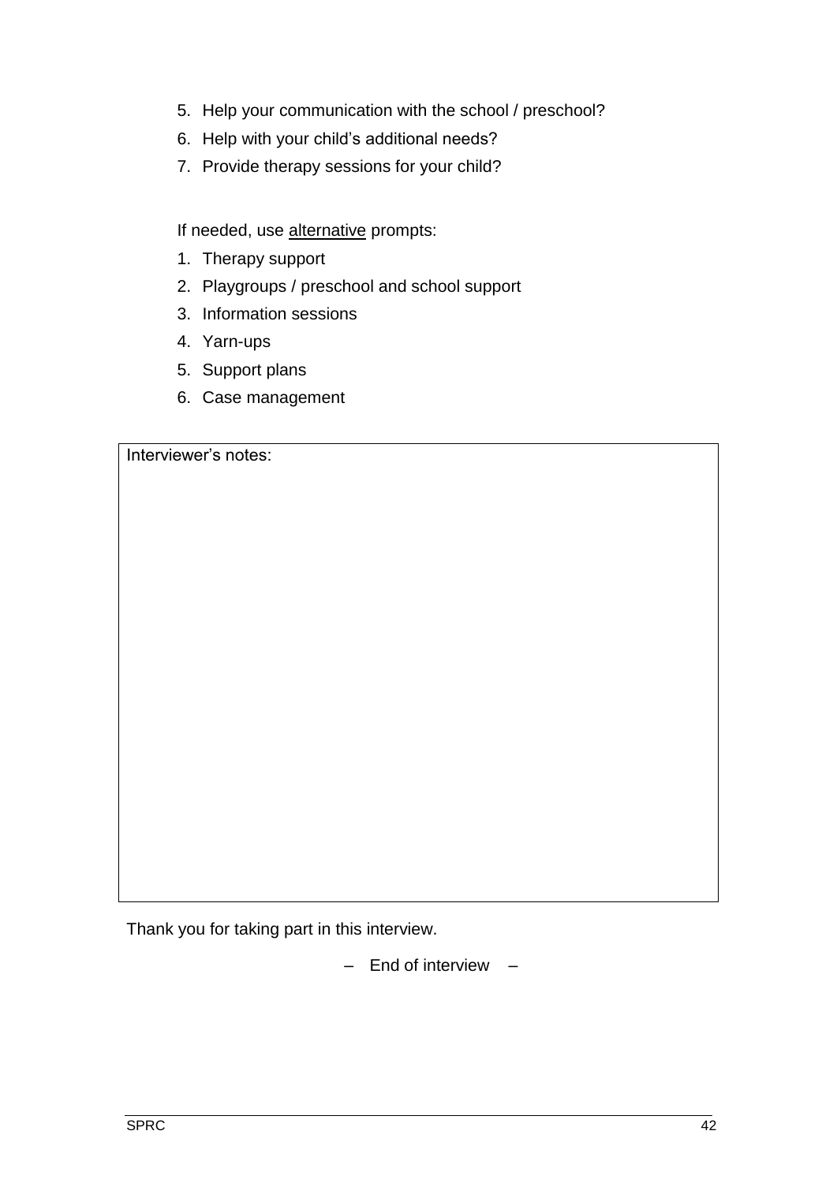5. Help your communication with the school / preschool?
6. Help with your child's additional needs?
7. Provide therapy sessions for your child?

If needed, use <u>alternative</u> prompts:

1. Therapy support
2. Playgroups / preschool and school support
3. Information sessions
4. Yarn-ups
5. Support plans
6. Case management

| Interviewer's notes: |
|---|
| |

Thank you for taking part in this interview.

– End of interview –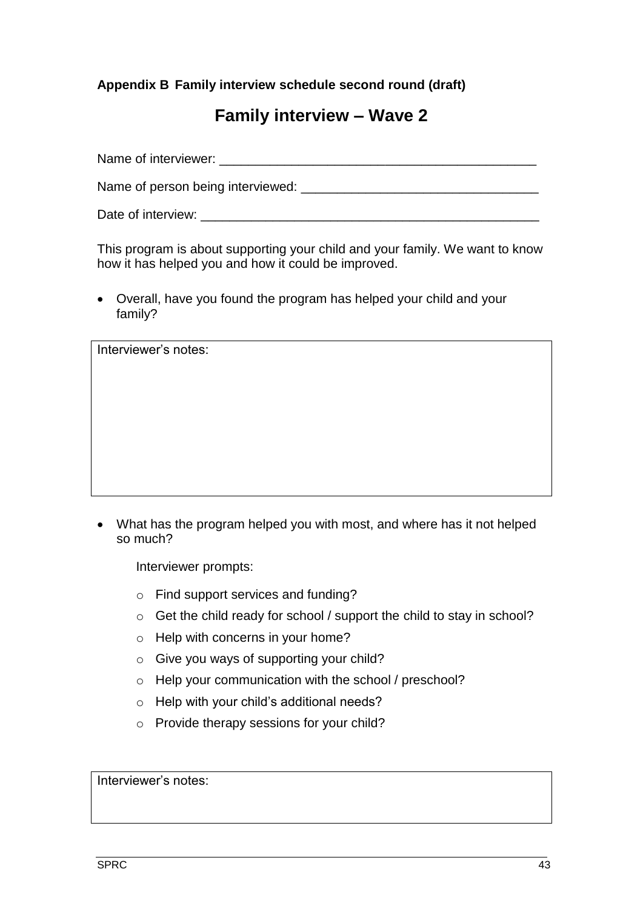**Appendix B Family interview schedule second round (draft)**

# Family interview – Wave 2

Name of interviewer: _____________________________________________

Name of person being interviewed: ________________________________

Date of interview: ________________________________________________

This program is about supporting your child and your family. We want to know how it has helped you and how it could be improved.

- Overall, have you found the program has helped your child and your family?

| Interviewer's notes: |
|---|
| |

- What has the program helped you with most, and where has it not helped so much?

  Interviewer prompts:

  - Find support services and funding?
  - Get the child ready for school / support the child to stay in school?
  - Help with concerns in your home?
  - Give you ways of supporting your child?
  - Help your communication with the school / preschool?
  - Help with your child's additional needs?
  - Provide therapy sessions for your child?

| Interviewer's notes: |
|---|
| |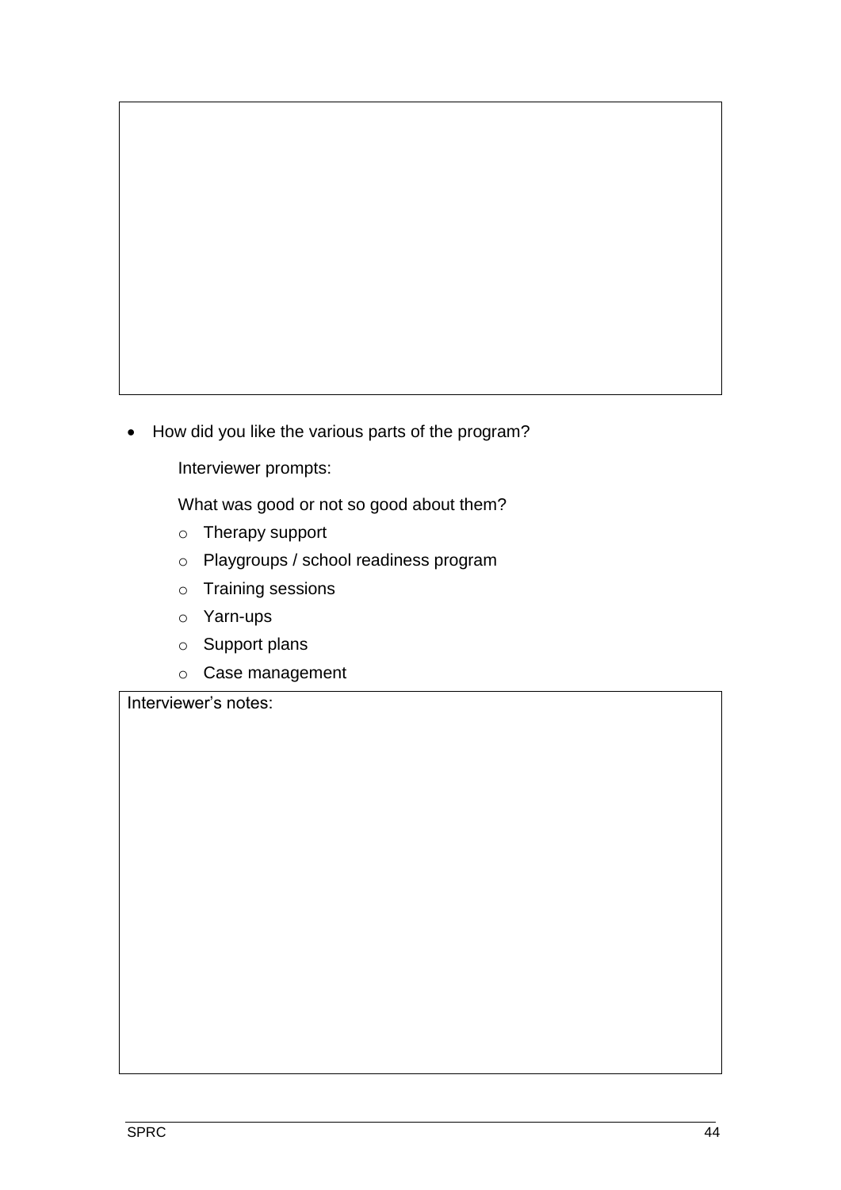- How did you like the various parts of the program?

  Interviewer prompts:

  What was good or not so good about them?

  - Therapy support
  - Playgroups / school readiness program
  - Training sessions
  - Yarn-ups
  - Support plans
  - Case management

Interviewer's notes: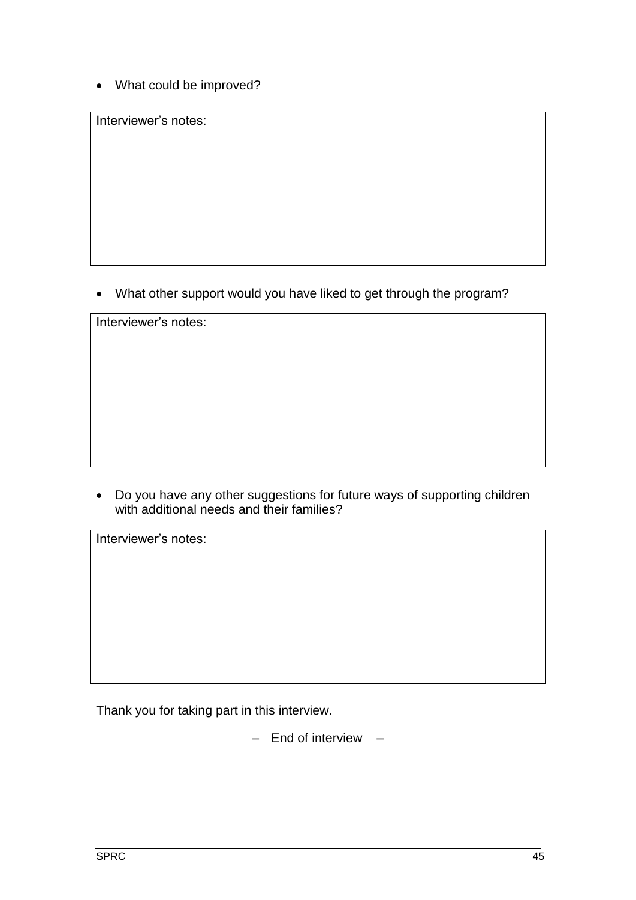- What could be improved?

| Interviewer's notes: |
|---|
| |

- What other support would you have liked to get through the program?

| Interviewer's notes: |
|---|
| |

- Do you have any other suggestions for future ways of supporting children with additional needs and their families?

| Interviewer's notes: |
|---|
| |

Thank you for taking part in this interview.

– End of interview –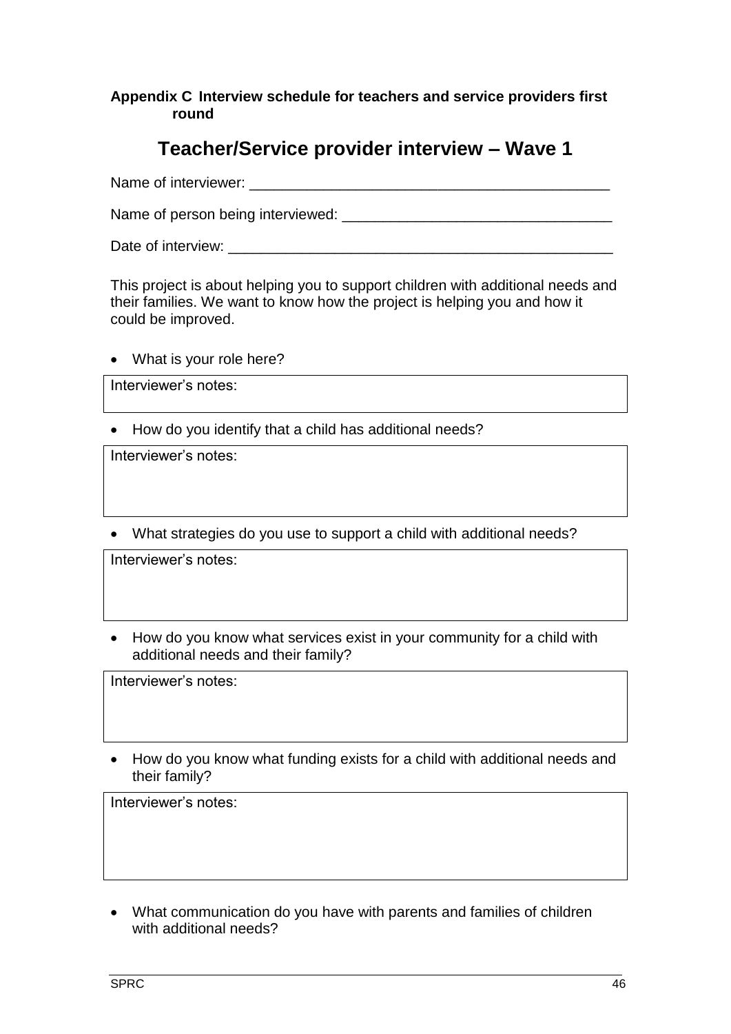**Appendix C Interview schedule for teachers and service providers first round**

# Teacher/Service provider interview – Wave 1

Name of interviewer: _____________________________________________

Name of person being interviewed: _________________________________

Date of interview: ________________________________________________

This project is about helping you to support children with additional needs and their families. We want to know how the project is helping you and how it could be improved.

- What is your role here?

| Interviewer's notes: |
|---|

- How do you identify that a child has additional needs?

| Interviewer's notes: |
|---|

- What strategies do you use to support a child with additional needs?

| Interviewer's notes: |
|---|

- How do you know what services exist in your community for a child with additional needs and their family?

| Interviewer's notes: |
|---|

- How do you know what funding exists for a child with additional needs and their family?

| Interviewer's notes: |
|---|

- What communication do you have with parents and families of children with additional needs?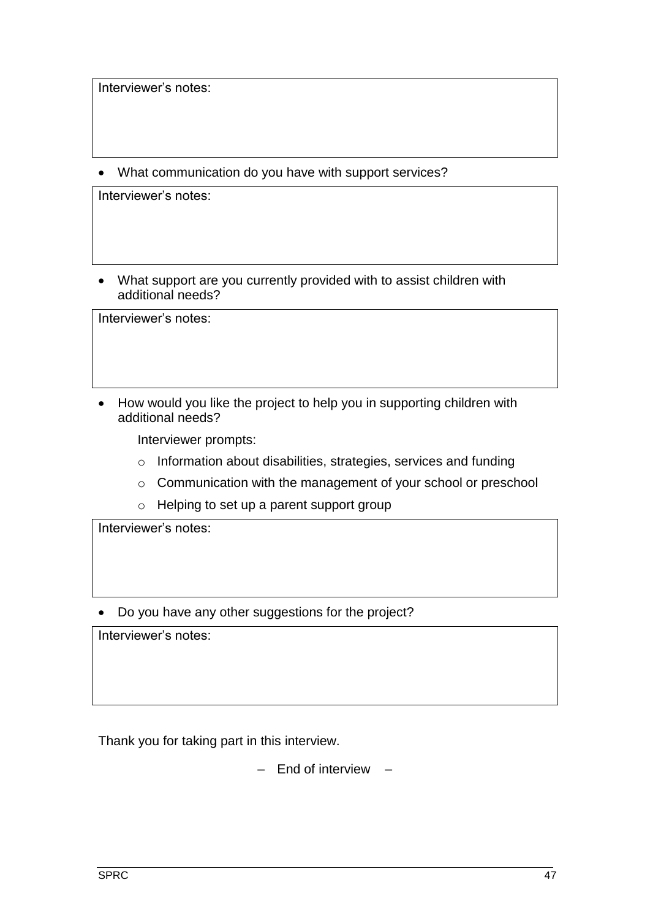Interviewer's notes:

- What communication do you have with support services?

Interviewer's notes:

- What support are you currently provided with to assist children with additional needs?

Interviewer's notes:

- How would you like the project to help you in supporting children with additional needs?

  Interviewer prompts:

  - Information about disabilities, strategies, services and funding
  - Communication with the management of your school or preschool
  - Helping to set up a parent support group

Interviewer's notes:

- Do you have any other suggestions for the project?

Interviewer's notes:

Thank you for taking part in this interview.

– End of interview –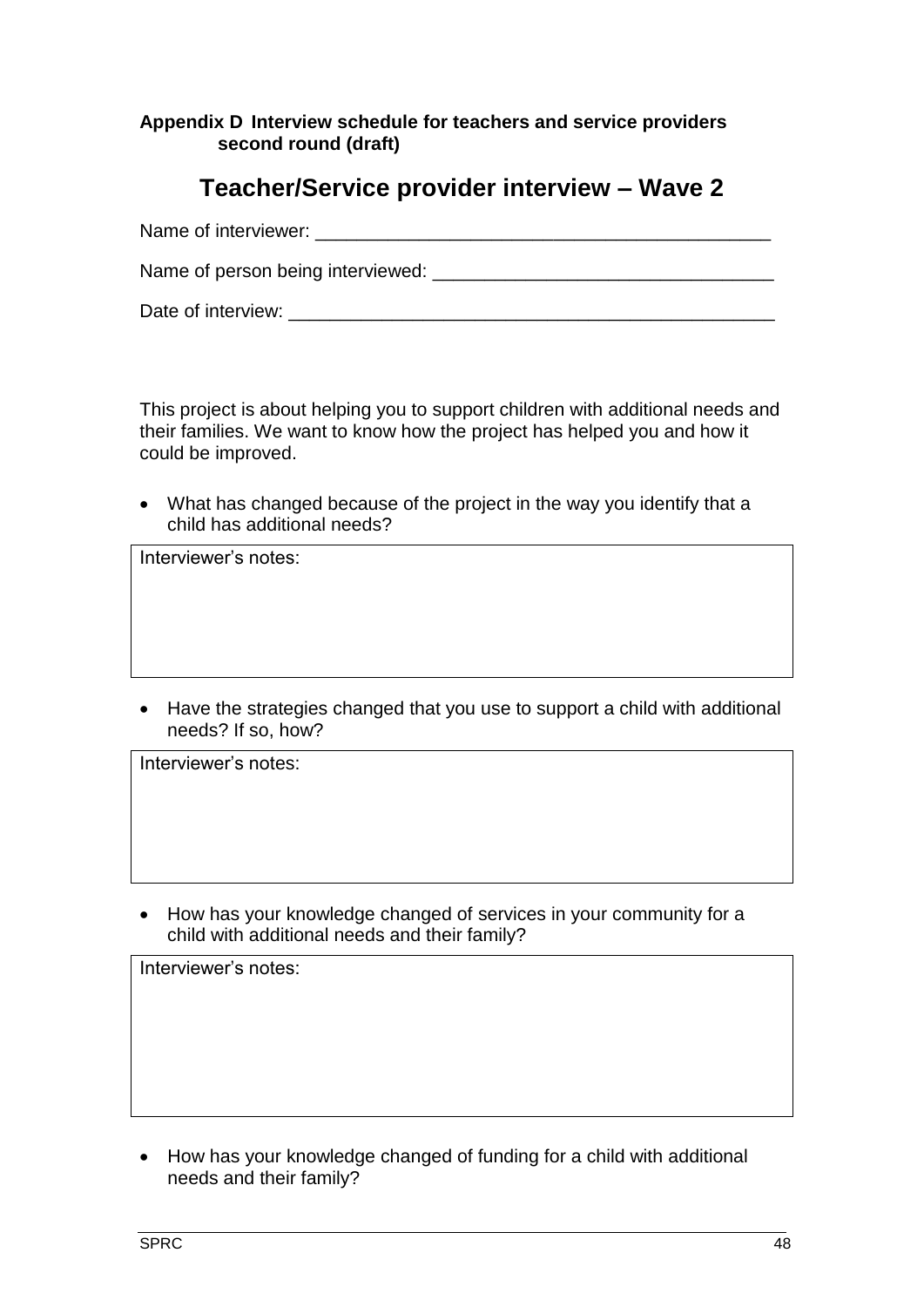**Appendix D Interview schedule for teachers and service providers second round (draft)**

# Teacher/Service provider interview – Wave 2

Name of interviewer: ______________________________________________

Name of person being interviewed: _________________________________

Date of interview: ________________________________________________

This project is about helping you to support children with additional needs and their families. We want to know how the project has helped you and how it could be improved.

- What has changed because of the project in the way you identify that a child has additional needs?

| Interviewer's notes: |
|---|
| |

- Have the strategies changed that you use to support a child with additional needs? If so, how?

| Interviewer's notes: |
|---|
| |

- How has your knowledge changed of services in your community for a child with additional needs and their family?

| Interviewer's notes: |
|---|
| |

- How has your knowledge changed of funding for a child with additional needs and their family?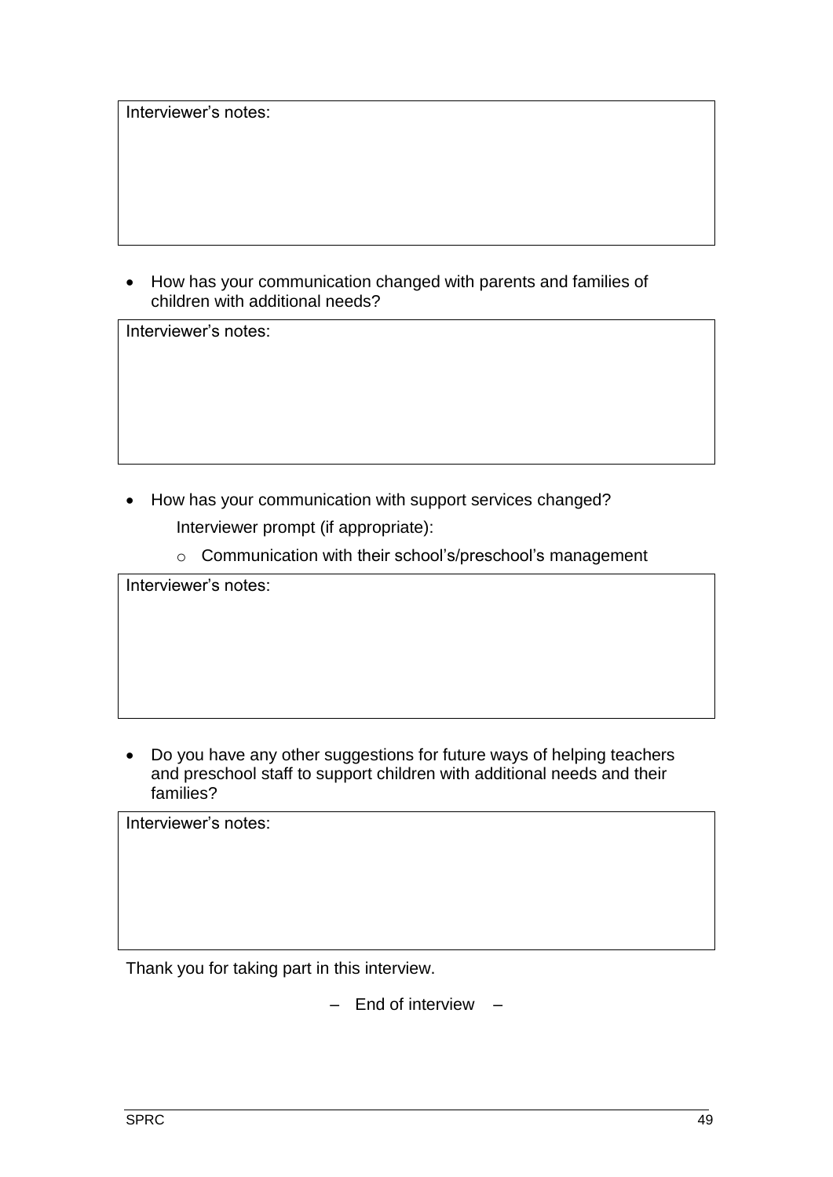Interviewer's notes:

- How has your communication changed with parents and families of children with additional needs?

Interviewer's notes:

- How has your communication with support services changed?

  Interviewer prompt (if appropriate):

  - Communication with their school's/preschool's management

Interviewer's notes:

- Do you have any other suggestions for future ways of helping teachers and preschool staff to support children with additional needs and their families?

Interviewer's notes:

Thank you for taking part in this interview.

– End of interview –